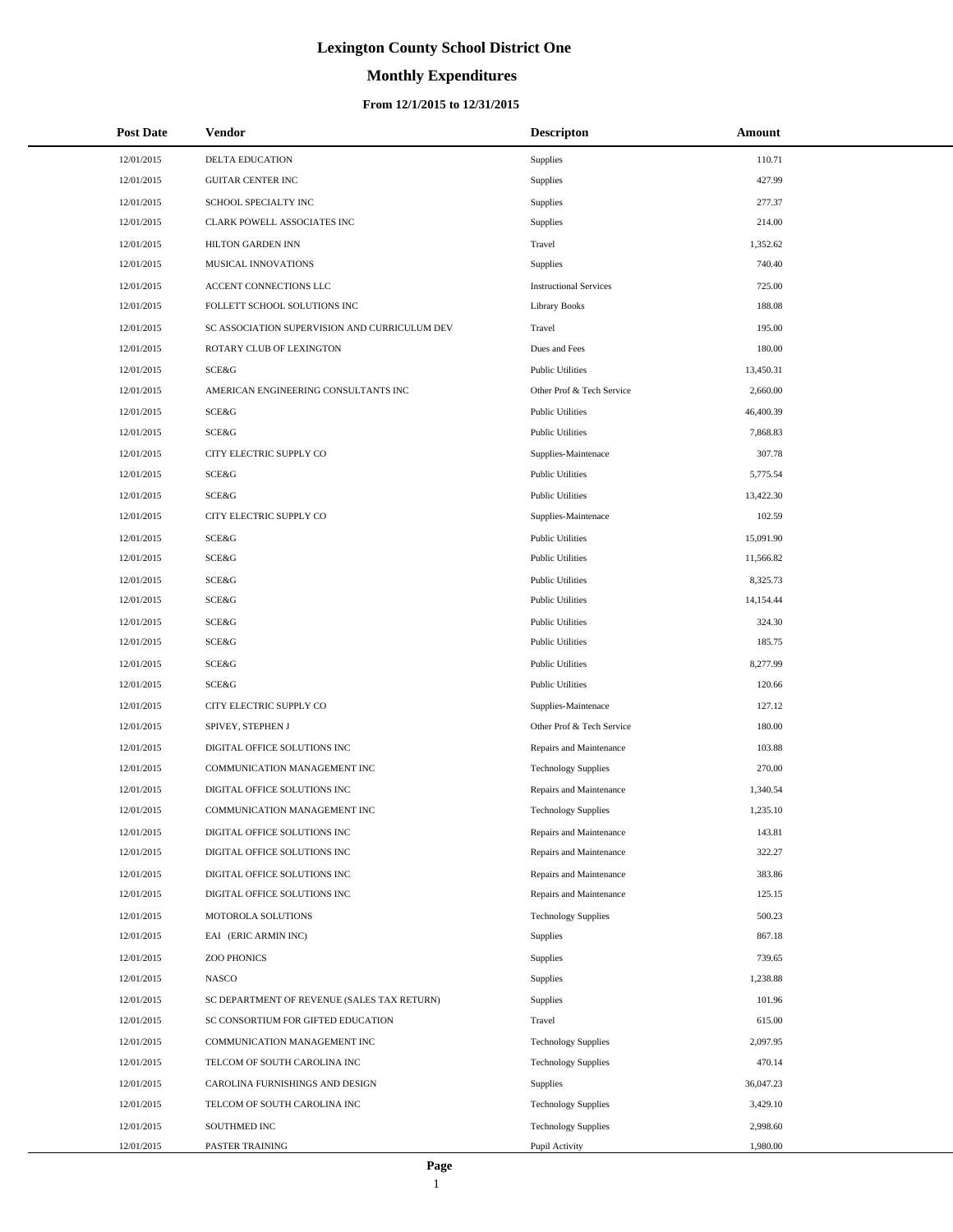# Lexington County School District One

## Monthly Expenditures

### From 12/1/2015 to 12/31/2015

| Post Date | Vendor | Descripton | Amount |
|---|---|---|---|
| 12/01/2015 | DELTA EDUCATION | Supplies | 110.71 |
| 12/01/2015 | GUITAR CENTER INC | Supplies | 427.99 |
| 12/01/2015 | SCHOOL SPECIALTY INC | Supplies | 277.37 |
| 12/01/2015 | CLARK POWELL ASSOCIATES INC | Supplies | 214.00 |
| 12/01/2015 | HILTON GARDEN INN | Travel | 1,352.62 |
| 12/01/2015 | MUSICAL INNOVATIONS | Supplies | 740.40 |
| 12/01/2015 | ACCENT CONNECTIONS LLC | Instructional Services | 725.00 |
| 12/01/2015 | FOLLETT SCHOOL SOLUTIONS INC | Library Books | 188.08 |
| 12/01/2015 | SC ASSOCIATION SUPERVISION AND CURRICULUM DEV | Travel | 195.00 |
| 12/01/2015 | ROTARY CLUB OF LEXINGTON | Dues and Fees | 180.00 |
| 12/01/2015 | SCE&G | Public Utilities | 13,450.31 |
| 12/01/2015 | AMERICAN ENGINEERING CONSULTANTS INC | Other Prof & Tech Service | 2,660.00 |
| 12/01/2015 | SCE&G | Public Utilities | 46,400.39 |
| 12/01/2015 | SCE&G | Public Utilities | 7,868.83 |
| 12/01/2015 | CITY ELECTRIC SUPPLY CO | Supplies-Maintenace | 307.78 |
| 12/01/2015 | SCE&G | Public Utilities | 5,775.54 |
| 12/01/2015 | SCE&G | Public Utilities | 13,422.30 |
| 12/01/2015 | CITY ELECTRIC SUPPLY CO | Supplies-Maintenace | 102.59 |
| 12/01/2015 | SCE&G | Public Utilities | 15,091.90 |
| 12/01/2015 | SCE&G | Public Utilities | 11,566.82 |
| 12/01/2015 | SCE&G | Public Utilities | 8,325.73 |
| 12/01/2015 | SCE&G | Public Utilities | 14,154.44 |
| 12/01/2015 | SCE&G | Public Utilities | 324.30 |
| 12/01/2015 | SCE&G | Public Utilities | 185.75 |
| 12/01/2015 | SCE&G | Public Utilities | 8,277.99 |
| 12/01/2015 | SCE&G | Public Utilities | 120.66 |
| 12/01/2015 | CITY ELECTRIC SUPPLY CO | Supplies-Maintenace | 127.12 |
| 12/01/2015 | SPIVEY, STEPHEN J | Other Prof & Tech Service | 180.00 |
| 12/01/2015 | DIGITAL OFFICE SOLUTIONS INC | Repairs and Maintenance | 103.88 |
| 12/01/2015 | COMMUNICATION MANAGEMENT INC | Technology Supplies | 270.00 |
| 12/01/2015 | DIGITAL OFFICE SOLUTIONS INC | Repairs and Maintenance | 1,340.54 |
| 12/01/2015 | COMMUNICATION MANAGEMENT INC | Technology Supplies | 1,235.10 |
| 12/01/2015 | DIGITAL OFFICE SOLUTIONS INC | Repairs and Maintenance | 143.81 |
| 12/01/2015 | DIGITAL OFFICE SOLUTIONS INC | Repairs and Maintenance | 322.27 |
| 12/01/2015 | DIGITAL OFFICE SOLUTIONS INC | Repairs and Maintenance | 383.86 |
| 12/01/2015 | DIGITAL OFFICE SOLUTIONS INC | Repairs and Maintenance | 125.15 |
| 12/01/2015 | MOTOROLA SOLUTIONS | Technology Supplies | 500.23 |
| 12/01/2015 | EAI (ERIC ARMIN INC) | Supplies | 867.18 |
| 12/01/2015 | ZOO PHONICS | Supplies | 739.65 |
| 12/01/2015 | NASCO | Supplies | 1,238.88 |
| 12/01/2015 | SC DEPARTMENT OF REVENUE (SALES TAX RETURN) | Supplies | 101.96 |
| 12/01/2015 | SC CONSORTIUM FOR GIFTED EDUCATION | Travel | 615.00 |
| 12/01/2015 | COMMUNICATION MANAGEMENT INC | Technology Supplies | 2,097.95 |
| 12/01/2015 | TELCOM OF SOUTH CAROLINA INC | Technology Supplies | 470.14 |
| 12/01/2015 | CAROLINA FURNISHINGS AND DESIGN | Supplies | 36,047.23 |
| 12/01/2015 | TELCOM OF SOUTH CAROLINA INC | Technology Supplies | 3,429.10 |
| 12/01/2015 | SOUTHMED INC | Technology Supplies | 2,998.60 |
| 12/01/2015 | PASTER TRAINING | Pupil Activity | 1,980.00 |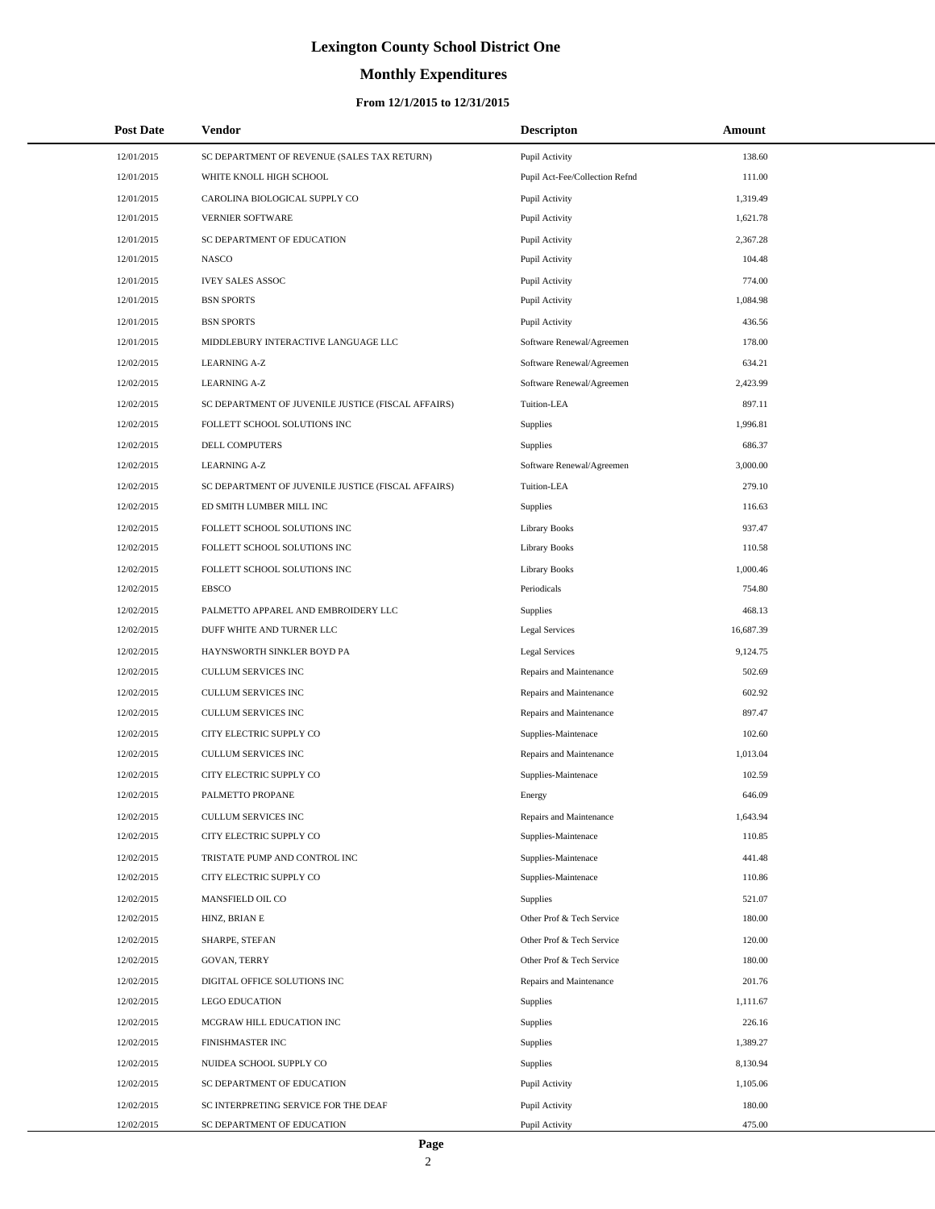# Lexington County School District One

## Monthly Expenditures

### From 12/1/2015 to 12/31/2015

| Post Date | Vendor | Descripton | Amount |
|---|---|---|---|
| 12/01/2015 | SC DEPARTMENT OF REVENUE (SALES TAX RETURN) | Pupil Activity | 138.60 |
| 12/01/2015 | WHITE KNOLL HIGH SCHOOL | Pupil Act-Fee/Collection Refnd | 111.00 |
| 12/01/2015 | CAROLINA BIOLOGICAL SUPPLY CO | Pupil Activity | 1,319.49 |
| 12/01/2015 | VERNIER SOFTWARE | Pupil Activity | 1,621.78 |
| 12/01/2015 | SC DEPARTMENT OF EDUCATION | Pupil Activity | 2,367.28 |
| 12/01/2015 | NASCO | Pupil Activity | 104.48 |
| 12/01/2015 | IVEY SALES ASSOC | Pupil Activity | 774.00 |
| 12/01/2015 | BSN SPORTS | Pupil Activity | 1,084.98 |
| 12/01/2015 | BSN SPORTS | Pupil Activity | 436.56 |
| 12/01/2015 | MIDDLEBURY INTERACTIVE LANGUAGE LLC | Software Renewal/Agreemen | 178.00 |
| 12/02/2015 | LEARNING A-Z | Software Renewal/Agreemen | 634.21 |
| 12/02/2015 | LEARNING A-Z | Software Renewal/Agreemen | 2,423.99 |
| 12/02/2015 | SC DEPARTMENT OF JUVENILE JUSTICE (FISCAL AFFAIRS) | Tuition-LEA | 897.11 |
| 12/02/2015 | FOLLETT SCHOOL SOLUTIONS INC | Supplies | 1,996.81 |
| 12/02/2015 | DELL COMPUTERS | Supplies | 686.37 |
| 12/02/2015 | LEARNING A-Z | Software Renewal/Agreemen | 3,000.00 |
| 12/02/2015 | SC DEPARTMENT OF JUVENILE JUSTICE (FISCAL AFFAIRS) | Tuition-LEA | 279.10 |
| 12/02/2015 | ED SMITH LUMBER MILL INC | Supplies | 116.63 |
| 12/02/2015 | FOLLETT SCHOOL SOLUTIONS INC | Library Books | 937.47 |
| 12/02/2015 | FOLLETT SCHOOL SOLUTIONS INC | Library Books | 110.58 |
| 12/02/2015 | FOLLETT SCHOOL SOLUTIONS INC | Library Books | 1,000.46 |
| 12/02/2015 | EBSCO | Periodicals | 754.80 |
| 12/02/2015 | PALMETTO APPAREL AND EMBROIDERY LLC | Supplies | 468.13 |
| 12/02/2015 | DUFF WHITE AND TURNER LLC | Legal Services | 16,687.39 |
| 12/02/2015 | HAYNSWORTH SINKLER BOYD PA | Legal Services | 9,124.75 |
| 12/02/2015 | CULLUM SERVICES INC | Repairs and Maintenance | 502.69 |
| 12/02/2015 | CULLUM SERVICES INC | Repairs and Maintenance | 602.92 |
| 12/02/2015 | CULLUM SERVICES INC | Repairs and Maintenance | 897.47 |
| 12/02/2015 | CITY ELECTRIC SUPPLY CO | Supplies-Maintenace | 102.60 |
| 12/02/2015 | CULLUM SERVICES INC | Repairs and Maintenance | 1,013.04 |
| 12/02/2015 | CITY ELECTRIC SUPPLY CO | Supplies-Maintenace | 102.59 |
| 12/02/2015 | PALMETTO PROPANE | Energy | 646.09 |
| 12/02/2015 | CULLUM SERVICES INC | Repairs and Maintenance | 1,643.94 |
| 12/02/2015 | CITY ELECTRIC SUPPLY CO | Supplies-Maintenace | 110.85 |
| 12/02/2015 | TRISTATE PUMP AND CONTROL INC | Supplies-Maintenace | 441.48 |
| 12/02/2015 | CITY ELECTRIC SUPPLY CO | Supplies-Maintenace | 110.86 |
| 12/02/2015 | MANSFIELD OIL CO | Supplies | 521.07 |
| 12/02/2015 | HINZ, BRIAN E | Other Prof & Tech Service | 180.00 |
| 12/02/2015 | SHARPE, STEFAN | Other Prof & Tech Service | 120.00 |
| 12/02/2015 | GOVAN, TERRY | Other Prof & Tech Service | 180.00 |
| 12/02/2015 | DIGITAL OFFICE SOLUTIONS INC | Repairs and Maintenance | 201.76 |
| 12/02/2015 | LEGO EDUCATION | Supplies | 1,111.67 |
| 12/02/2015 | MCGRAW HILL EDUCATION INC | Supplies | 226.16 |
| 12/02/2015 | FINISHMASTER INC | Supplies | 1,389.27 |
| 12/02/2015 | NUIDEA SCHOOL SUPPLY CO | Supplies | 8,130.94 |
| 12/02/2015 | SC DEPARTMENT OF EDUCATION | Pupil Activity | 1,105.06 |
| 12/02/2015 | SC INTERPRETING SERVICE FOR THE DEAF | Pupil Activity | 180.00 |
| 12/02/2015 | SC DEPARTMENT OF EDUCATION | Pupil Activity | 475.00 |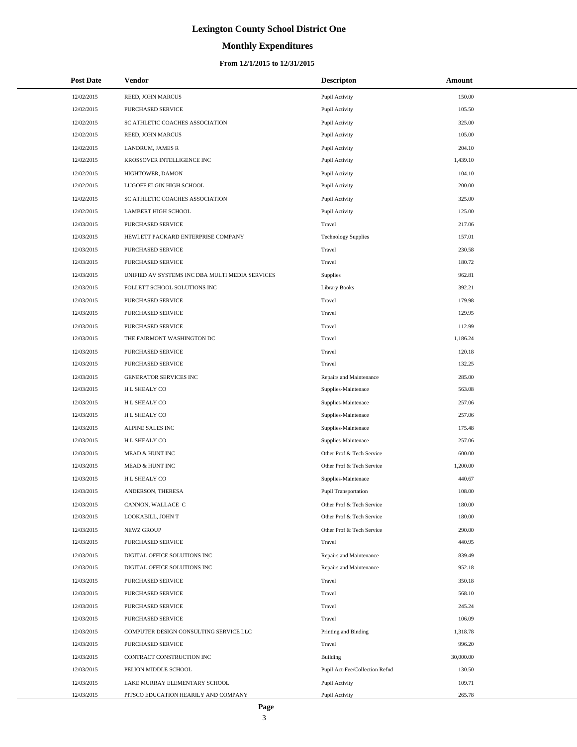# Lexington County School District One

## Monthly Expenditures

### From 12/1/2015 to 12/31/2015

| Post Date | Vendor | Descripton | Amount |
|---|---|---|---|
| 12/02/2015 | REED, JOHN MARCUS | Pupil Activity | 150.00 |
| 12/02/2015 | PURCHASED SERVICE | Pupil Activity | 105.50 |
| 12/02/2015 | SC ATHLETIC COACHES ASSOCIATION | Pupil Activity | 325.00 |
| 12/02/2015 | REED, JOHN MARCUS | Pupil Activity | 105.00 |
| 12/02/2015 | LANDRUM, JAMES R | Pupil Activity | 204.10 |
| 12/02/2015 | KROSSOVER INTELLIGENCE INC | Pupil Activity | 1,439.10 |
| 12/02/2015 | HIGHTOWER, DAMON | Pupil Activity | 104.10 |
| 12/02/2015 | LUGOFF ELGIN HIGH SCHOOL | Pupil Activity | 200.00 |
| 12/02/2015 | SC ATHLETIC COACHES ASSOCIATION | Pupil Activity | 325.00 |
| 12/02/2015 | LAMBERT HIGH SCHOOL | Pupil Activity | 125.00 |
| 12/03/2015 | PURCHASED SERVICE | Travel | 217.06 |
| 12/03/2015 | HEWLETT PACKARD ENTERPRISE COMPANY | Technology Supplies | 157.01 |
| 12/03/2015 | PURCHASED SERVICE | Travel | 230.58 |
| 12/03/2015 | PURCHASED SERVICE | Travel | 180.72 |
| 12/03/2015 | UNIFIED AV SYSTEMS INC DBA MULTI MEDIA SERVICES | Supplies | 962.81 |
| 12/03/2015 | FOLLETT SCHOOL SOLUTIONS INC | Library Books | 392.21 |
| 12/03/2015 | PURCHASED SERVICE | Travel | 179.98 |
| 12/03/2015 | PURCHASED SERVICE | Travel | 129.95 |
| 12/03/2015 | PURCHASED SERVICE | Travel | 112.99 |
| 12/03/2015 | THE FAIRMONT WASHINGTON DC | Travel | 1,186.24 |
| 12/03/2015 | PURCHASED SERVICE | Travel | 120.18 |
| 12/03/2015 | PURCHASED SERVICE | Travel | 132.25 |
| 12/03/2015 | GENERATOR SERVICES INC | Repairs and Maintenance | 285.00 |
| 12/03/2015 | H L SHEALY CO | Supplies-Maintenace | 563.08 |
| 12/03/2015 | H L SHEALY CO | Supplies-Maintenace | 257.06 |
| 12/03/2015 | H L SHEALY CO | Supplies-Maintenace | 257.06 |
| 12/03/2015 | ALPINE SALES INC | Supplies-Maintenace | 175.48 |
| 12/03/2015 | H L SHEALY CO | Supplies-Maintenace | 257.06 |
| 12/03/2015 | MEAD & HUNT INC | Other Prof & Tech Service | 600.00 |
| 12/03/2015 | MEAD & HUNT INC | Other Prof & Tech Service | 1,200.00 |
| 12/03/2015 | H L SHEALY CO | Supplies-Maintenace | 440.67 |
| 12/03/2015 | ANDERSON, THERESA | Pupil Transportation | 108.00 |
| 12/03/2015 | CANNON, WALLACE C | Other Prof & Tech Service | 180.00 |
| 12/03/2015 | LOOKABILL, JOHN T | Other Prof & Tech Service | 180.00 |
| 12/03/2015 | NEWZ GROUP | Other Prof & Tech Service | 290.00 |
| 12/03/2015 | PURCHASED SERVICE | Travel | 440.95 |
| 12/03/2015 | DIGITAL OFFICE SOLUTIONS INC | Repairs and Maintenance | 839.49 |
| 12/03/2015 | DIGITAL OFFICE SOLUTIONS INC | Repairs and Maintenance | 952.18 |
| 12/03/2015 | PURCHASED SERVICE | Travel | 350.18 |
| 12/03/2015 | PURCHASED SERVICE | Travel | 568.10 |
| 12/03/2015 | PURCHASED SERVICE | Travel | 245.24 |
| 12/03/2015 | PURCHASED SERVICE | Travel | 106.09 |
| 12/03/2015 | COMPUTER DESIGN CONSULTING SERVICE LLC | Printing and Binding | 1,318.78 |
| 12/03/2015 | PURCHASED SERVICE | Travel | 996.20 |
| 12/03/2015 | CONTRACT CONSTRUCTION INC | Building | 30,000.00 |
| 12/03/2015 | PELION MIDDLE SCHOOL | Pupil Act-Fee/Collection Refnd | 130.50 |
| 12/03/2015 | LAKE MURRAY ELEMENTARY SCHOOL | Pupil Activity | 109.71 |
| 12/03/2015 | PITSCO EDUCATION HEARILY AND COMPANY | Pupil Activity | 265.78 |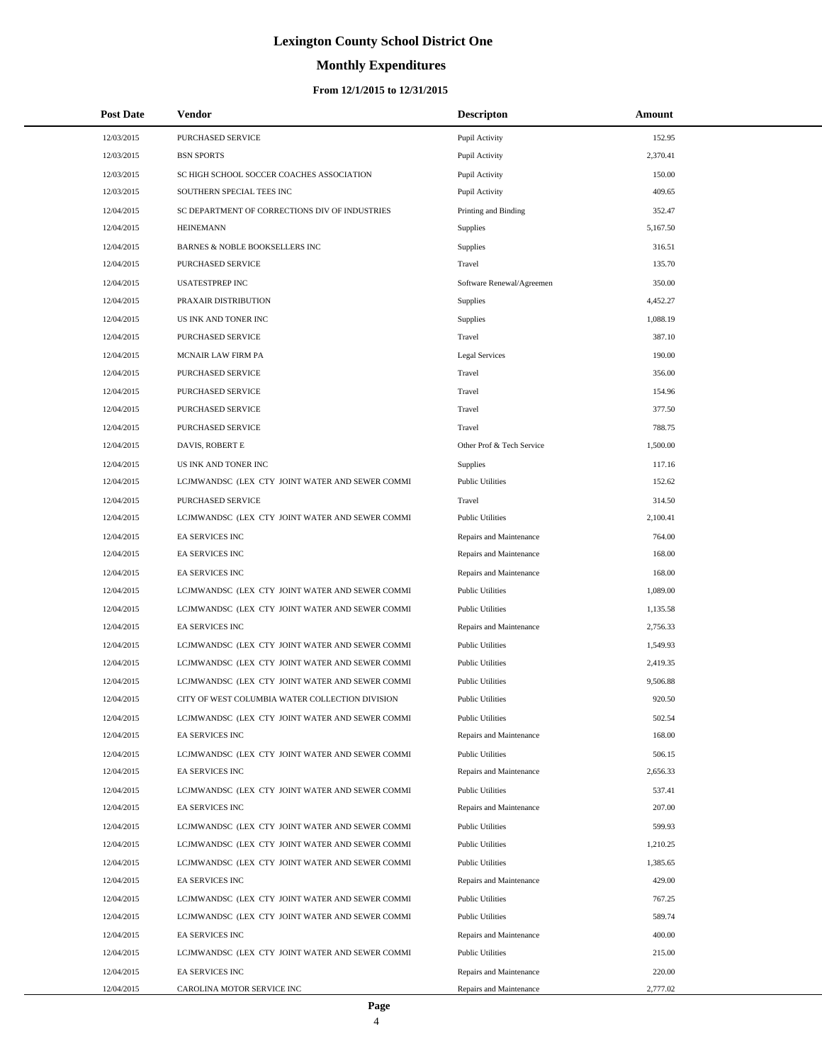# Lexington County School District One

## Monthly Expenditures

### From 12/1/2015 to 12/31/2015

| Post Date | Vendor | Descripton | Amount |
|---|---|---|---|
| 12/03/2015 | PURCHASED SERVICE | Pupil Activity | 152.95 |
| 12/03/2015 | BSN SPORTS | Pupil Activity | 2,370.41 |
| 12/03/2015 | SC HIGH SCHOOL SOCCER COACHES ASSOCIATION | Pupil Activity | 150.00 |
| 12/03/2015 | SOUTHERN SPECIAL TEES INC | Pupil Activity | 409.65 |
| 12/04/2015 | SC DEPARTMENT OF CORRECTIONS DIV OF INDUSTRIES | Printing and Binding | 352.47 |
| 12/04/2015 | HEINEMANN | Supplies | 5,167.50 |
| 12/04/2015 | BARNES & NOBLE BOOKSELLERS INC | Supplies | 316.51 |
| 12/04/2015 | PURCHASED SERVICE | Travel | 135.70 |
| 12/04/2015 | USATESTPREP INC | Software Renewal/Agreemen | 350.00 |
| 12/04/2015 | PRAXAIR DISTRIBUTION | Supplies | 4,452.27 |
| 12/04/2015 | US INK AND TONER INC | Supplies | 1,088.19 |
| 12/04/2015 | PURCHASED SERVICE | Travel | 387.10 |
| 12/04/2015 | MCNAIR LAW FIRM PA | Legal Services | 190.00 |
| 12/04/2015 | PURCHASED SERVICE | Travel | 356.00 |
| 12/04/2015 | PURCHASED SERVICE | Travel | 154.96 |
| 12/04/2015 | PURCHASED SERVICE | Travel | 377.50 |
| 12/04/2015 | PURCHASED SERVICE | Travel | 788.75 |
| 12/04/2015 | DAVIS, ROBERT E | Other Prof & Tech Service | 1,500.00 |
| 12/04/2015 | US INK AND TONER INC | Supplies | 117.16 |
| 12/04/2015 | LCJMWANDSC (LEX CTY JOINT WATER AND SEWER COMMI | Public Utilities | 152.62 |
| 12/04/2015 | PURCHASED SERVICE | Travel | 314.50 |
| 12/04/2015 | LCJMWANDSC (LEX CTY JOINT WATER AND SEWER COMMI | Public Utilities | 2,100.41 |
| 12/04/2015 | EA SERVICES INC | Repairs and Maintenance | 764.00 |
| 12/04/2015 | EA SERVICES INC | Repairs and Maintenance | 168.00 |
| 12/04/2015 | EA SERVICES INC | Repairs and Maintenance | 168.00 |
| 12/04/2015 | LCJMWANDSC (LEX CTY JOINT WATER AND SEWER COMMI | Public Utilities | 1,089.00 |
| 12/04/2015 | LCJMWANDSC (LEX CTY JOINT WATER AND SEWER COMMI | Public Utilities | 1,135.58 |
| 12/04/2015 | EA SERVICES INC | Repairs and Maintenance | 2,756.33 |
| 12/04/2015 | LCJMWANDSC (LEX CTY JOINT WATER AND SEWER COMMI | Public Utilities | 1,549.93 |
| 12/04/2015 | LCJMWANDSC (LEX CTY JOINT WATER AND SEWER COMMI | Public Utilities | 2,419.35 |
| 12/04/2015 | LCJMWANDSC (LEX CTY JOINT WATER AND SEWER COMMI | Public Utilities | 9,506.88 |
| 12/04/2015 | CITY OF WEST COLUMBIA WATER COLLECTION DIVISION | Public Utilities | 920.50 |
| 12/04/2015 | LCJMWANDSC (LEX CTY JOINT WATER AND SEWER COMMI | Public Utilities | 502.54 |
| 12/04/2015 | EA SERVICES INC | Repairs and Maintenance | 168.00 |
| 12/04/2015 | LCJMWANDSC (LEX CTY JOINT WATER AND SEWER COMMI | Public Utilities | 506.15 |
| 12/04/2015 | EA SERVICES INC | Repairs and Maintenance | 2,656.33 |
| 12/04/2015 | LCJMWANDSC (LEX CTY JOINT WATER AND SEWER COMMI | Public Utilities | 537.41 |
| 12/04/2015 | EA SERVICES INC | Repairs and Maintenance | 207.00 |
| 12/04/2015 | LCJMWANDSC (LEX CTY JOINT WATER AND SEWER COMMI | Public Utilities | 599.93 |
| 12/04/2015 | LCJMWANDSC (LEX CTY JOINT WATER AND SEWER COMMI | Public Utilities | 1,210.25 |
| 12/04/2015 | LCJMWANDSC (LEX CTY JOINT WATER AND SEWER COMMI | Public Utilities | 1,385.65 |
| 12/04/2015 | EA SERVICES INC | Repairs and Maintenance | 429.00 |
| 12/04/2015 | LCJMWANDSC (LEX CTY JOINT WATER AND SEWER COMMI | Public Utilities | 767.25 |
| 12/04/2015 | LCJMWANDSC (LEX CTY JOINT WATER AND SEWER COMMI | Public Utilities | 589.74 |
| 12/04/2015 | EA SERVICES INC | Repairs and Maintenance | 400.00 |
| 12/04/2015 | LCJMWANDSC (LEX CTY JOINT WATER AND SEWER COMMI | Public Utilities | 215.00 |
| 12/04/2015 | EA SERVICES INC | Repairs and Maintenance | 220.00 |
| 12/04/2015 | CAROLINA MOTOR SERVICE INC | Repairs and Maintenance | 2,777.02 |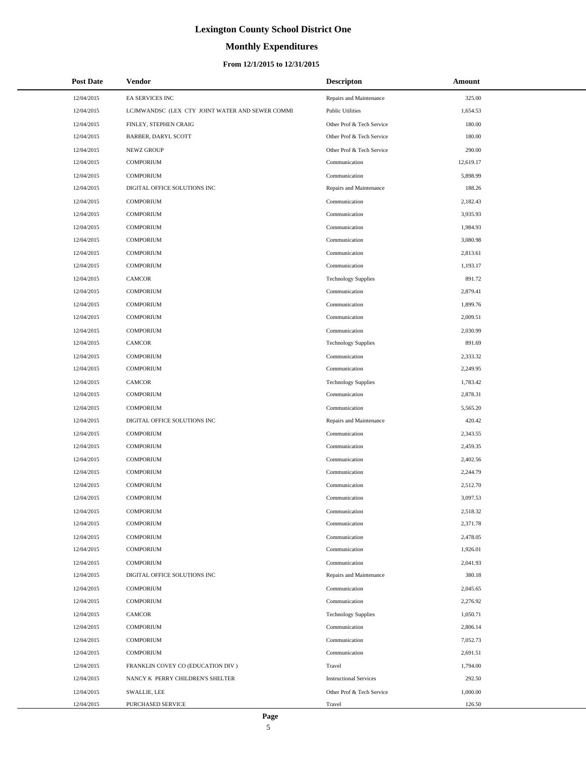# Lexington County School District One

## Monthly Expenditures

### From 12/1/2015 to 12/31/2015

| Post Date | Vendor | Descripton | Amount |
|---|---|---|---|
| 12/04/2015 | EA SERVICES INC | Repairs and Maintenance | 325.00 |
| 12/04/2015 | LCJMWANDSC (LEX CTY JOINT WATER AND SEWER COMMI | Public Utilities | 1,654.53 |
| 12/04/2015 | FINLEY, STEPHEN CRAIG | Other Prof & Tech Service | 180.00 |
| 12/04/2015 | BARBER, DARYL SCOTT | Other Prof & Tech Service | 180.00 |
| 12/04/2015 | NEWZ GROUP | Other Prof & Tech Service | 290.00 |
| 12/04/2015 | COMPORIUM | Communication | 12,619.17 |
| 12/04/2015 | COMPORIUM | Communication | 5,898.99 |
| 12/04/2015 | DIGITAL OFFICE SOLUTIONS INC | Repairs and Maintenance | 188.26 |
| 12/04/2015 | COMPORIUM | Communication | 2,182.43 |
| 12/04/2015 | COMPORIUM | Communication | 3,935.93 |
| 12/04/2015 | COMPORIUM | Communication | 1,984.93 |
| 12/04/2015 | COMPORIUM | Communication | 3,080.98 |
| 12/04/2015 | COMPORIUM | Communication | 2,813.61 |
| 12/04/2015 | COMPORIUM | Communication | 1,193.17 |
| 12/04/2015 | CAMCOR | Technology Supplies | 891.72 |
| 12/04/2015 | COMPORIUM | Communication | 2,879.41 |
| 12/04/2015 | COMPORIUM | Communication | 1,899.76 |
| 12/04/2015 | COMPORIUM | Communication | 2,009.51 |
| 12/04/2015 | COMPORIUM | Communication | 2,030.99 |
| 12/04/2015 | CAMCOR | Technology Supplies | 891.69 |
| 12/04/2015 | COMPORIUM | Communication | 2,333.32 |
| 12/04/2015 | COMPORIUM | Communication | 2,249.95 |
| 12/04/2015 | CAMCOR | Technology Supplies | 1,783.42 |
| 12/04/2015 | COMPORIUM | Communication | 2,878.31 |
| 12/04/2015 | COMPORIUM | Communication | 5,565.20 |
| 12/04/2015 | DIGITAL OFFICE SOLUTIONS INC | Repairs and Maintenance | 420.42 |
| 12/04/2015 | COMPORIUM | Communication | 2,343.55 |
| 12/04/2015 | COMPORIUM | Communication | 2,459.35 |
| 12/04/2015 | COMPORIUM | Communication | 2,402.56 |
| 12/04/2015 | COMPORIUM | Communication | 2,244.79 |
| 12/04/2015 | COMPORIUM | Communication | 2,512.70 |
| 12/04/2015 | COMPORIUM | Communication | 3,097.53 |
| 12/04/2015 | COMPORIUM | Communication | 2,518.32 |
| 12/04/2015 | COMPORIUM | Communication | 2,371.78 |
| 12/04/2015 | COMPORIUM | Communication | 2,478.05 |
| 12/04/2015 | COMPORIUM | Communication | 1,926.01 |
| 12/04/2015 | COMPORIUM | Communication | 2,041.93 |
| 12/04/2015 | DIGITAL OFFICE SOLUTIONS INC | Repairs and Maintenance | 380.18 |
| 12/04/2015 | COMPORIUM | Communication | 2,045.65 |
| 12/04/2015 | COMPORIUM | Communication | 2,276.92 |
| 12/04/2015 | CAMCOR | Technology Supplies | 1,050.71 |
| 12/04/2015 | COMPORIUM | Communication | 2,806.14 |
| 12/04/2015 | COMPORIUM | Communication | 7,052.73 |
| 12/04/2015 | COMPORIUM | Communication | 2,691.51 |
| 12/04/2015 | FRANKLIN COVEY CO (EDUCATION DIV ) | Travel | 1,794.00 |
| 12/04/2015 | NANCY K PERRY CHILDREN'S SHELTER | Instructional Services | 292.50 |
| 12/04/2015 | SWALLIE, LEE | Other Prof & Tech Service | 1,000.00 |
| 12/04/2015 | PURCHASED SERVICE | Travel | 126.50 |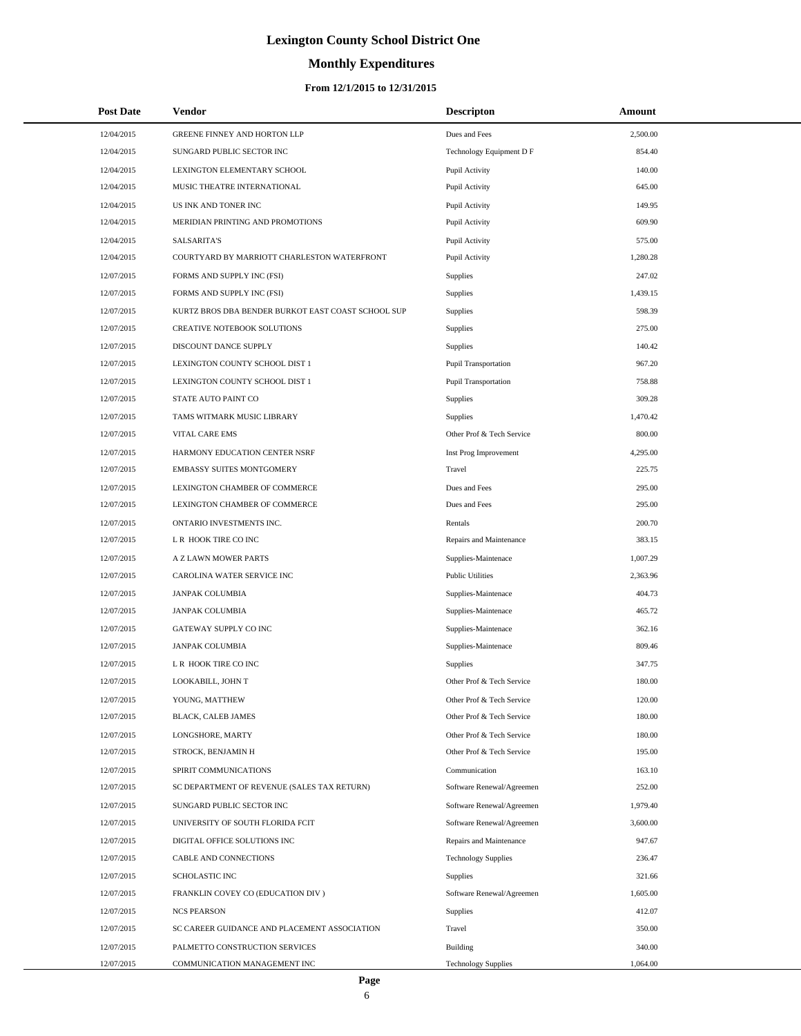# Lexington County School District One

## Monthly Expenditures

### From 12/1/2015 to 12/31/2015

| Post Date | Vendor | Descripton | Amount |
|---|---|---|---|
| 12/04/2015 | GREENE FINNEY AND HORTON LLP | Dues and Fees | 2,500.00 |
| 12/04/2015 | SUNGARD PUBLIC SECTOR INC | Technology Equipment D F | 854.40 |
| 12/04/2015 | LEXINGTON ELEMENTARY SCHOOL | Pupil Activity | 140.00 |
| 12/04/2015 | MUSIC THEATRE INTERNATIONAL | Pupil Activity | 645.00 |
| 12/04/2015 | US INK AND TONER INC | Pupil Activity | 149.95 |
| 12/04/2015 | MERIDIAN PRINTING AND PROMOTIONS | Pupil Activity | 609.90 |
| 12/04/2015 | SALSARITA'S | Pupil Activity | 575.00 |
| 12/04/2015 | COURTYARD BY MARRIOTT CHARLESTON WATERFRONT | Pupil Activity | 1,280.28 |
| 12/07/2015 | FORMS AND SUPPLY INC (FSI) | Supplies | 247.02 |
| 12/07/2015 | FORMS AND SUPPLY INC (FSI) | Supplies | 1,439.15 |
| 12/07/2015 | KURTZ BROS DBA BENDER BURKOT EAST COAST SCHOOL SUP | Supplies | 598.39 |
| 12/07/2015 | CREATIVE NOTEBOOK SOLUTIONS | Supplies | 275.00 |
| 12/07/2015 | DISCOUNT DANCE SUPPLY | Supplies | 140.42 |
| 12/07/2015 | LEXINGTON COUNTY SCHOOL DIST 1 | Pupil Transportation | 967.20 |
| 12/07/2015 | LEXINGTON COUNTY SCHOOL DIST 1 | Pupil Transportation | 758.88 |
| 12/07/2015 | STATE AUTO PAINT CO | Supplies | 309.28 |
| 12/07/2015 | TAMS WITMARK MUSIC LIBRARY | Supplies | 1,470.42 |
| 12/07/2015 | VITAL CARE EMS | Other Prof & Tech Service | 800.00 |
| 12/07/2015 | HARMONY EDUCATION CENTER NSRF | Inst Prog Improvement | 4,295.00 |
| 12/07/2015 | EMBASSY SUITES MONTGOMERY | Travel | 225.75 |
| 12/07/2015 | LEXINGTON CHAMBER OF COMMERCE | Dues and Fees | 295.00 |
| 12/07/2015 | LEXINGTON CHAMBER OF COMMERCE | Dues and Fees | 295.00 |
| 12/07/2015 | ONTARIO INVESTMENTS INC. | Rentals | 200.70 |
| 12/07/2015 | L R HOOK TIRE CO INC | Repairs and Maintenance | 383.15 |
| 12/07/2015 | A Z LAWN MOWER PARTS | Supplies-Maintenace | 1,007.29 |
| 12/07/2015 | CAROLINA WATER SERVICE INC | Public Utilities | 2,363.96 |
| 12/07/2015 | JANPAK COLUMBIA | Supplies-Maintenace | 404.73 |
| 12/07/2015 | JANPAK COLUMBIA | Supplies-Maintenace | 465.72 |
| 12/07/2015 | GATEWAY SUPPLY CO INC | Supplies-Maintenace | 362.16 |
| 12/07/2015 | JANPAK COLUMBIA | Supplies-Maintenace | 809.46 |
| 12/07/2015 | L R HOOK TIRE CO INC | Supplies | 347.75 |
| 12/07/2015 | LOOKABILL, JOHN T | Other Prof & Tech Service | 180.00 |
| 12/07/2015 | YOUNG, MATTHEW | Other Prof & Tech Service | 120.00 |
| 12/07/2015 | BLACK, CALEB JAMES | Other Prof & Tech Service | 180.00 |
| 12/07/2015 | LONGSHORE, MARTY | Other Prof & Tech Service | 180.00 |
| 12/07/2015 | STROCK, BENJAMIN H | Other Prof & Tech Service | 195.00 |
| 12/07/2015 | SPIRIT COMMUNICATIONS | Communication | 163.10 |
| 12/07/2015 | SC DEPARTMENT OF REVENUE (SALES TAX RETURN) | Software Renewal/Agreemen | 252.00 |
| 12/07/2015 | SUNGARD PUBLIC SECTOR INC | Software Renewal/Agreemen | 1,979.40 |
| 12/07/2015 | UNIVERSITY OF SOUTH FLORIDA FCIT | Software Renewal/Agreemen | 3,600.00 |
| 12/07/2015 | DIGITAL OFFICE SOLUTIONS INC | Repairs and Maintenance | 947.67 |
| 12/07/2015 | CABLE AND CONNECTIONS | Technology Supplies | 236.47 |
| 12/07/2015 | SCHOLASTIC INC | Supplies | 321.66 |
| 12/07/2015 | FRANKLIN COVEY CO (EDUCATION DIV ) | Software Renewal/Agreemen | 1,605.00 |
| 12/07/2015 | NCS PEARSON | Supplies | 412.07 |
| 12/07/2015 | SC CAREER GUIDANCE AND PLACEMENT ASSOCIATION | Travel | 350.00 |
| 12/07/2015 | PALMETTO CONSTRUCTION SERVICES | Building | 340.00 |
| 12/07/2015 | COMMUNICATION MANAGEMENT INC | Technology Supplies | 1,064.00 |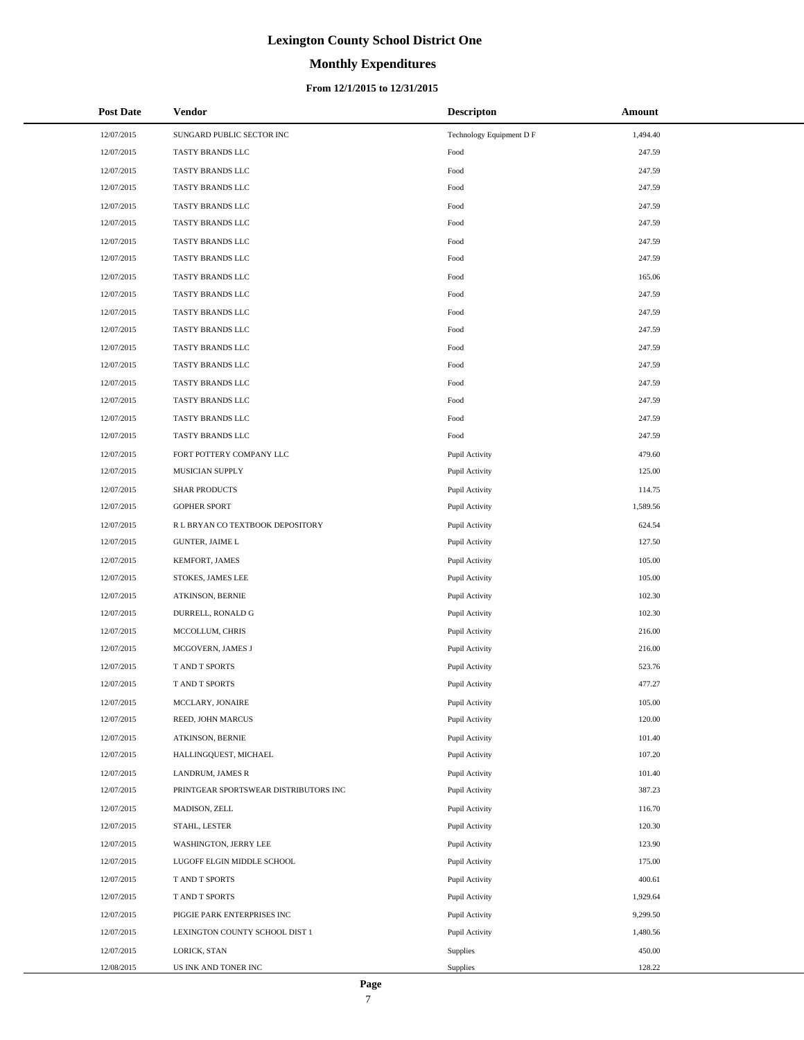# Lexington County School District One

## Monthly Expenditures

### From 12/1/2015 to 12/31/2015

| Post Date | Vendor | Descripton | Amount |
|---|---|---|---|
| 12/07/2015 | SUNGARD PUBLIC SECTOR INC | Technology Equipment D F | 1,494.40 |
| 12/07/2015 | TASTY BRANDS LLC | Food | 247.59 |
| 12/07/2015 | TASTY BRANDS LLC | Food | 247.59 |
| 12/07/2015 | TASTY BRANDS LLC | Food | 247.59 |
| 12/07/2015 | TASTY BRANDS LLC | Food | 247.59 |
| 12/07/2015 | TASTY BRANDS LLC | Food | 247.59 |
| 12/07/2015 | TASTY BRANDS LLC | Food | 247.59 |
| 12/07/2015 | TASTY BRANDS LLC | Food | 247.59 |
| 12/07/2015 | TASTY BRANDS LLC | Food | 165.06 |
| 12/07/2015 | TASTY BRANDS LLC | Food | 247.59 |
| 12/07/2015 | TASTY BRANDS LLC | Food | 247.59 |
| 12/07/2015 | TASTY BRANDS LLC | Food | 247.59 |
| 12/07/2015 | TASTY BRANDS LLC | Food | 247.59 |
| 12/07/2015 | TASTY BRANDS LLC | Food | 247.59 |
| 12/07/2015 | TASTY BRANDS LLC | Food | 247.59 |
| 12/07/2015 | TASTY BRANDS LLC | Food | 247.59 |
| 12/07/2015 | TASTY BRANDS LLC | Food | 247.59 |
| 12/07/2015 | TASTY BRANDS LLC | Food | 247.59 |
| 12/07/2015 | FORT POTTERY COMPANY LLC | Pupil Activity | 479.60 |
| 12/07/2015 | MUSICIAN SUPPLY | Pupil Activity | 125.00 |
| 12/07/2015 | SHAR PRODUCTS | Pupil Activity | 114.75 |
| 12/07/2015 | GOPHER SPORT | Pupil Activity | 1,589.56 |
| 12/07/2015 | R L BRYAN CO TEXTBOOK DEPOSITORY | Pupil Activity | 624.54 |
| 12/07/2015 | GUNTER, JAIME L | Pupil Activity | 127.50 |
| 12/07/2015 | KEMFORT, JAMES | Pupil Activity | 105.00 |
| 12/07/2015 | STOKES, JAMES LEE | Pupil Activity | 105.00 |
| 12/07/2015 | ATKINSON, BERNIE | Pupil Activity | 102.30 |
| 12/07/2015 | DURRELL, RONALD G | Pupil Activity | 102.30 |
| 12/07/2015 | MCCOLLUM, CHRIS | Pupil Activity | 216.00 |
| 12/07/2015 | MCGOVERN, JAMES J | Pupil Activity | 216.00 |
| 12/07/2015 | T AND T SPORTS | Pupil Activity | 523.76 |
| 12/07/2015 | T AND T SPORTS | Pupil Activity | 477.27 |
| 12/07/2015 | MCCLARY, JONAIRE | Pupil Activity | 105.00 |
| 12/07/2015 | REED, JOHN MARCUS | Pupil Activity | 120.00 |
| 12/07/2015 | ATKINSON, BERNIE | Pupil Activity | 101.40 |
| 12/07/2015 | HALLINGQUEST, MICHAEL | Pupil Activity | 107.20 |
| 12/07/2015 | LANDRUM, JAMES R | Pupil Activity | 101.40 |
| 12/07/2015 | PRINTGEAR SPORTSWEAR DISTRIBUTORS INC | Pupil Activity | 387.23 |
| 12/07/2015 | MADISON, ZELL | Pupil Activity | 116.70 |
| 12/07/2015 | STAHL, LESTER | Pupil Activity | 120.30 |
| 12/07/2015 | WASHINGTON, JERRY LEE | Pupil Activity | 123.90 |
| 12/07/2015 | LUGOFF ELGIN MIDDLE SCHOOL | Pupil Activity | 175.00 |
| 12/07/2015 | T AND T SPORTS | Pupil Activity | 400.61 |
| 12/07/2015 | T AND T SPORTS | Pupil Activity | 1,929.64 |
| 12/07/2015 | PIGGIE PARK ENTERPRISES INC | Pupil Activity | 9,299.50 |
| 12/07/2015 | LEXINGTON COUNTY SCHOOL DIST 1 | Pupil Activity | 1,480.56 |
| 12/07/2015 | LORICK, STAN | Supplies | 450.00 |
| 12/08/2015 | US INK AND TONER INC | Supplies | 128.22 |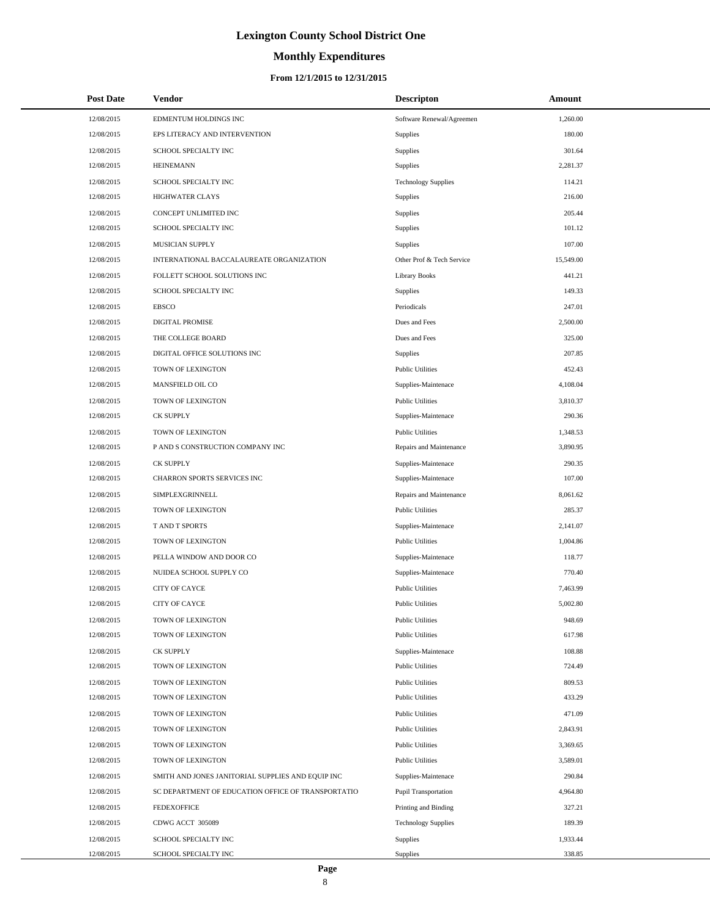# Lexington County School District One

## Monthly Expenditures

### From 12/1/2015 to 12/31/2015

| Post Date | Vendor | Descripton | Amount |
|---|---|---|---|
| 12/08/2015 | EDMENTUM HOLDINGS INC | Software Renewal/Agreemen | 1,260.00 |
| 12/08/2015 | EPS LITERACY AND INTERVENTION | Supplies | 180.00 |
| 12/08/2015 | SCHOOL SPECIALTY INC | Supplies | 301.64 |
| 12/08/2015 | HEINEMANN | Supplies | 2,281.37 |
| 12/08/2015 | SCHOOL SPECIALTY INC | Technology Supplies | 114.21 |
| 12/08/2015 | HIGHWATER CLAYS | Supplies | 216.00 |
| 12/08/2015 | CONCEPT UNLIMITED INC | Supplies | 205.44 |
| 12/08/2015 | SCHOOL SPECIALTY INC | Supplies | 101.12 |
| 12/08/2015 | MUSICIAN SUPPLY | Supplies | 107.00 |
| 12/08/2015 | INTERNATIONAL BACCALAUREATE ORGANIZATION | Other Prof & Tech Service | 15,549.00 |
| 12/08/2015 | FOLLETT SCHOOL SOLUTIONS INC | Library Books | 441.21 |
| 12/08/2015 | SCHOOL SPECIALTY INC | Supplies | 149.33 |
| 12/08/2015 | EBSCO | Periodicals | 247.01 |
| 12/08/2015 | DIGITAL PROMISE | Dues and Fees | 2,500.00 |
| 12/08/2015 | THE COLLEGE BOARD | Dues and Fees | 325.00 |
| 12/08/2015 | DIGITAL OFFICE SOLUTIONS INC | Supplies | 207.85 |
| 12/08/2015 | TOWN OF LEXINGTON | Public Utilities | 452.43 |
| 12/08/2015 | MANSFIELD OIL CO | Supplies-Maintenace | 4,108.04 |
| 12/08/2015 | TOWN OF LEXINGTON | Public Utilities | 3,810.37 |
| 12/08/2015 | CK SUPPLY | Supplies-Maintenace | 290.36 |
| 12/08/2015 | TOWN OF LEXINGTON | Public Utilities | 1,348.53 |
| 12/08/2015 | P AND S CONSTRUCTION COMPANY INC | Repairs and Maintenance | 3,890.95 |
| 12/08/2015 | CK SUPPLY | Supplies-Maintenace | 290.35 |
| 12/08/2015 | CHARRON SPORTS SERVICES INC | Supplies-Maintenace | 107.00 |
| 12/08/2015 | SIMPLEXGRINNELL | Repairs and Maintenance | 8,061.62 |
| 12/08/2015 | TOWN OF LEXINGTON | Public Utilities | 285.37 |
| 12/08/2015 | T AND T SPORTS | Supplies-Maintenace | 2,141.07 |
| 12/08/2015 | TOWN OF LEXINGTON | Public Utilities | 1,004.86 |
| 12/08/2015 | PELLA WINDOW AND DOOR CO | Supplies-Maintenace | 118.77 |
| 12/08/2015 | NUIDEA SCHOOL SUPPLY CO | Supplies-Maintenace | 770.40 |
| 12/08/2015 | CITY OF CAYCE | Public Utilities | 7,463.99 |
| 12/08/2015 | CITY OF CAYCE | Public Utilities | 5,002.80 |
| 12/08/2015 | TOWN OF LEXINGTON | Public Utilities | 948.69 |
| 12/08/2015 | TOWN OF LEXINGTON | Public Utilities | 617.98 |
| 12/08/2015 | CK SUPPLY | Supplies-Maintenace | 108.88 |
| 12/08/2015 | TOWN OF LEXINGTON | Public Utilities | 724.49 |
| 12/08/2015 | TOWN OF LEXINGTON | Public Utilities | 809.53 |
| 12/08/2015 | TOWN OF LEXINGTON | Public Utilities | 433.29 |
| 12/08/2015 | TOWN OF LEXINGTON | Public Utilities | 471.09 |
| 12/08/2015 | TOWN OF LEXINGTON | Public Utilities | 2,843.91 |
| 12/08/2015 | TOWN OF LEXINGTON | Public Utilities | 3,369.65 |
| 12/08/2015 | TOWN OF LEXINGTON | Public Utilities | 3,589.01 |
| 12/08/2015 | SMITH AND JONES JANITORIAL SUPPLIES AND EQUIP INC | Supplies-Maintenace | 290.84 |
| 12/08/2015 | SC DEPARTMENT OF EDUCATION OFFICE OF TRANSPORTATIO | Pupil Transportation | 4,964.80 |
| 12/08/2015 | FEDEXOFFICE | Printing and Binding | 327.21 |
| 12/08/2015 | CDWG ACCT 305089 | Technology Supplies | 189.39 |
| 12/08/2015 | SCHOOL SPECIALTY INC | Supplies | 1,933.44 |
| 12/08/2015 | SCHOOL SPECIALTY INC | Supplies | 338.85 |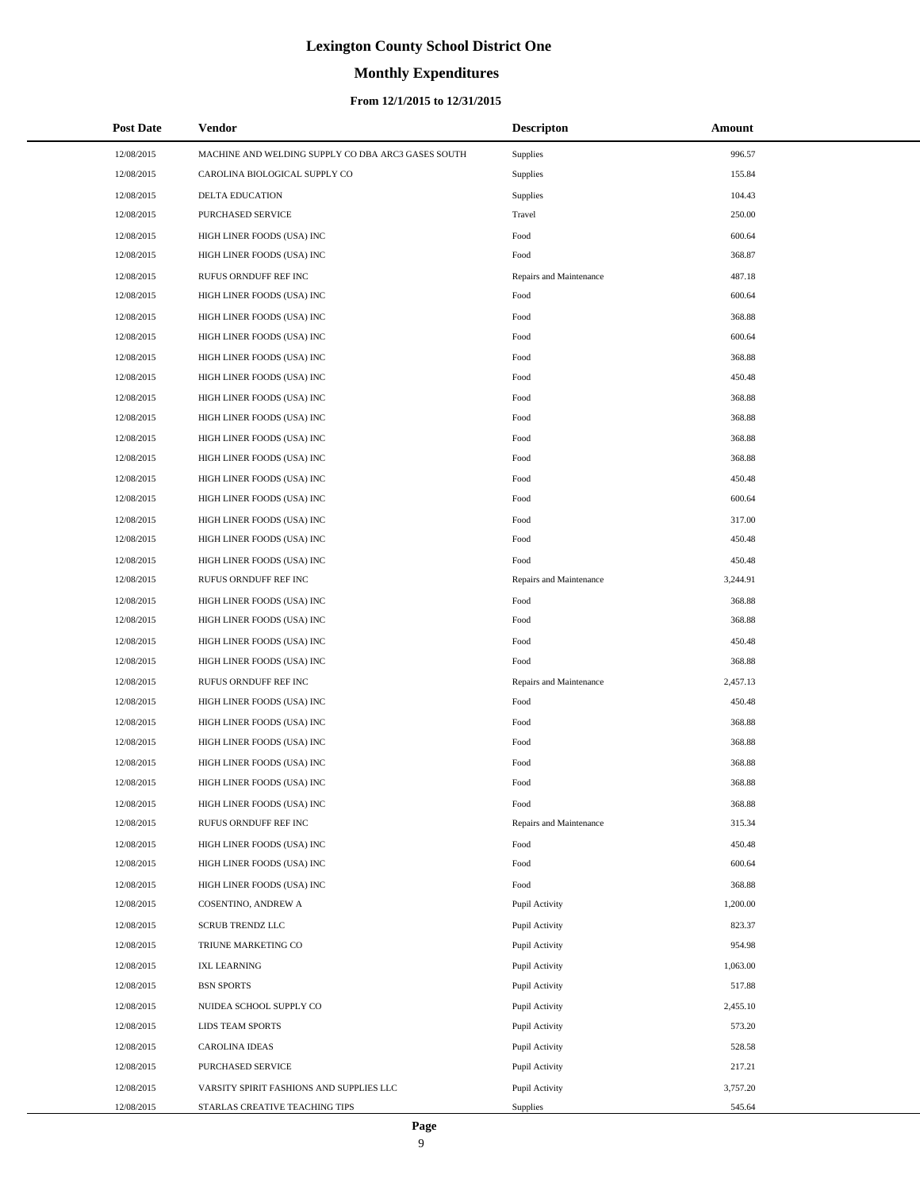# Lexington County School District One

## Monthly Expenditures

### From 12/1/2015 to 12/31/2015

| Post Date | Vendor | Descripton | Amount |
|---|---|---|---|
| 12/08/2015 | MACHINE AND WELDING SUPPLY CO DBA ARC3 GASES SOUTH | Supplies | 996.57 |
| 12/08/2015 | CAROLINA BIOLOGICAL SUPPLY CO | Supplies | 155.84 |
| 12/08/2015 | DELTA EDUCATION | Supplies | 104.43 |
| 12/08/2015 | PURCHASED SERVICE | Travel | 250.00 |
| 12/08/2015 | HIGH LINER FOODS (USA) INC | Food | 600.64 |
| 12/08/2015 | HIGH LINER FOODS (USA) INC | Food | 368.87 |
| 12/08/2015 | RUFUS ORNDUFF REF INC | Repairs and Maintenance | 487.18 |
| 12/08/2015 | HIGH LINER FOODS (USA) INC | Food | 600.64 |
| 12/08/2015 | HIGH LINER FOODS (USA) INC | Food | 368.88 |
| 12/08/2015 | HIGH LINER FOODS (USA) INC | Food | 600.64 |
| 12/08/2015 | HIGH LINER FOODS (USA) INC | Food | 368.88 |
| 12/08/2015 | HIGH LINER FOODS (USA) INC | Food | 450.48 |
| 12/08/2015 | HIGH LINER FOODS (USA) INC | Food | 368.88 |
| 12/08/2015 | HIGH LINER FOODS (USA) INC | Food | 368.88 |
| 12/08/2015 | HIGH LINER FOODS (USA) INC | Food | 368.88 |
| 12/08/2015 | HIGH LINER FOODS (USA) INC | Food | 368.88 |
| 12/08/2015 | HIGH LINER FOODS (USA) INC | Food | 450.48 |
| 12/08/2015 | HIGH LINER FOODS (USA) INC | Food | 600.64 |
| 12/08/2015 | HIGH LINER FOODS (USA) INC | Food | 317.00 |
| 12/08/2015 | HIGH LINER FOODS (USA) INC | Food | 450.48 |
| 12/08/2015 | HIGH LINER FOODS (USA) INC | Food | 450.48 |
| 12/08/2015 | RUFUS ORNDUFF REF INC | Repairs and Maintenance | 3,244.91 |
| 12/08/2015 | HIGH LINER FOODS (USA) INC | Food | 368.88 |
| 12/08/2015 | HIGH LINER FOODS (USA) INC | Food | 368.88 |
| 12/08/2015 | HIGH LINER FOODS (USA) INC | Food | 450.48 |
| 12/08/2015 | HIGH LINER FOODS (USA) INC | Food | 368.88 |
| 12/08/2015 | RUFUS ORNDUFF REF INC | Repairs and Maintenance | 2,457.13 |
| 12/08/2015 | HIGH LINER FOODS (USA) INC | Food | 450.48 |
| 12/08/2015 | HIGH LINER FOODS (USA) INC | Food | 368.88 |
| 12/08/2015 | HIGH LINER FOODS (USA) INC | Food | 368.88 |
| 12/08/2015 | HIGH LINER FOODS (USA) INC | Food | 368.88 |
| 12/08/2015 | HIGH LINER FOODS (USA) INC | Food | 368.88 |
| 12/08/2015 | HIGH LINER FOODS (USA) INC | Food | 368.88 |
| 12/08/2015 | RUFUS ORNDUFF REF INC | Repairs and Maintenance | 315.34 |
| 12/08/2015 | HIGH LINER FOODS (USA) INC | Food | 450.48 |
| 12/08/2015 | HIGH LINER FOODS (USA) INC | Food | 600.64 |
| 12/08/2015 | HIGH LINER FOODS (USA) INC | Food | 368.88 |
| 12/08/2015 | COSENTINO, ANDREW A | Pupil Activity | 1,200.00 |
| 12/08/2015 | SCRUB TRENDZ LLC | Pupil Activity | 823.37 |
| 12/08/2015 | TRIUNE MARKETING CO | Pupil Activity | 954.98 |
| 12/08/2015 | IXL LEARNING | Pupil Activity | 1,063.00 |
| 12/08/2015 | BSN SPORTS | Pupil Activity | 517.88 |
| 12/08/2015 | NUIDEA SCHOOL SUPPLY CO | Pupil Activity | 2,455.10 |
| 12/08/2015 | LIDS TEAM SPORTS | Pupil Activity | 573.20 |
| 12/08/2015 | CAROLINA IDEAS | Pupil Activity | 528.58 |
| 12/08/2015 | PURCHASED SERVICE | Pupil Activity | 217.21 |
| 12/08/2015 | VARSITY SPIRIT FASHIONS AND SUPPLIES LLC | Pupil Activity | 3,757.20 |
| 12/08/2015 | STARLAS CREATIVE TEACHING TIPS | Supplies | 545.64 |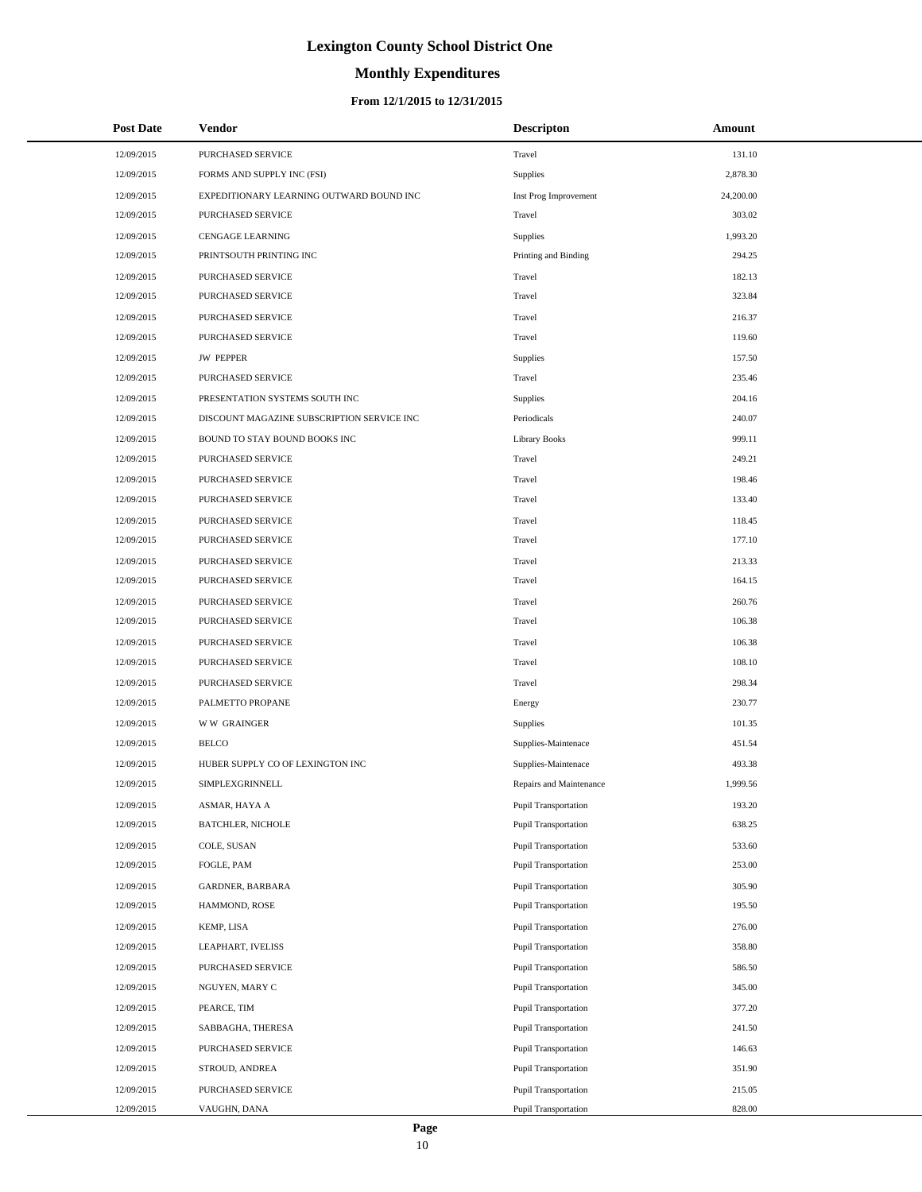# Lexington County School District One

## Monthly Expenditures

### From 12/1/2015 to 12/31/2015

| Post Date | Vendor | Descripton | Amount |
|---|---|---|---|
| 12/09/2015 | PURCHASED SERVICE | Travel | 131.10 |
| 12/09/2015 | FORMS AND SUPPLY INC (FSI) | Supplies | 2,878.30 |
| 12/09/2015 | EXPEDITIONARY LEARNING OUTWARD BOUND INC | Inst Prog Improvement | 24,200.00 |
| 12/09/2015 | PURCHASED SERVICE | Travel | 303.02 |
| 12/09/2015 | CENGAGE LEARNING | Supplies | 1,993.20 |
| 12/09/2015 | PRINTSOUTH PRINTING INC | Printing and Binding | 294.25 |
| 12/09/2015 | PURCHASED SERVICE | Travel | 182.13 |
| 12/09/2015 | PURCHASED SERVICE | Travel | 323.84 |
| 12/09/2015 | PURCHASED SERVICE | Travel | 216.37 |
| 12/09/2015 | PURCHASED SERVICE | Travel | 119.60 |
| 12/09/2015 | JW PEPPER | Supplies | 157.50 |
| 12/09/2015 | PURCHASED SERVICE | Travel | 235.46 |
| 12/09/2015 | PRESENTATION SYSTEMS SOUTH INC | Supplies | 204.16 |
| 12/09/2015 | DISCOUNT MAGAZINE SUBSCRIPTION SERVICE INC | Periodicals | 240.07 |
| 12/09/2015 | BOUND TO STAY BOUND BOOKS INC | Library Books | 999.11 |
| 12/09/2015 | PURCHASED SERVICE | Travel | 249.21 |
| 12/09/2015 | PURCHASED SERVICE | Travel | 198.46 |
| 12/09/2015 | PURCHASED SERVICE | Travel | 133.40 |
| 12/09/2015 | PURCHASED SERVICE | Travel | 118.45 |
| 12/09/2015 | PURCHASED SERVICE | Travel | 177.10 |
| 12/09/2015 | PURCHASED SERVICE | Travel | 213.33 |
| 12/09/2015 | PURCHASED SERVICE | Travel | 164.15 |
| 12/09/2015 | PURCHASED SERVICE | Travel | 260.76 |
| 12/09/2015 | PURCHASED SERVICE | Travel | 106.38 |
| 12/09/2015 | PURCHASED SERVICE | Travel | 106.38 |
| 12/09/2015 | PURCHASED SERVICE | Travel | 108.10 |
| 12/09/2015 | PURCHASED SERVICE | Travel | 298.34 |
| 12/09/2015 | PALMETTO PROPANE | Energy | 230.77 |
| 12/09/2015 | W W GRAINGER | Supplies | 101.35 |
| 12/09/2015 | BELCO | Supplies-Maintenace | 451.54 |
| 12/09/2015 | HUBER SUPPLY CO OF LEXINGTON INC | Supplies-Maintenace | 493.38 |
| 12/09/2015 | SIMPLEXGRINNELL | Repairs and Maintenance | 1,999.56 |
| 12/09/2015 | ASMAR, HAYA A | Pupil Transportation | 193.20 |
| 12/09/2015 | BATCHLER, NICHOLE | Pupil Transportation | 638.25 |
| 12/09/2015 | COLE, SUSAN | Pupil Transportation | 533.60 |
| 12/09/2015 | FOGLE, PAM | Pupil Transportation | 253.00 |
| 12/09/2015 | GARDNER, BARBARA | Pupil Transportation | 305.90 |
| 12/09/2015 | HAMMOND, ROSE | Pupil Transportation | 195.50 |
| 12/09/2015 | KEMP, LISA | Pupil Transportation | 276.00 |
| 12/09/2015 | LEAPHART, IVELISS | Pupil Transportation | 358.80 |
| 12/09/2015 | PURCHASED SERVICE | Pupil Transportation | 586.50 |
| 12/09/2015 | NGUYEN, MARY C | Pupil Transportation | 345.00 |
| 12/09/2015 | PEARCE, TIM | Pupil Transportation | 377.20 |
| 12/09/2015 | SABBAGHA, THERESA | Pupil Transportation | 241.50 |
| 12/09/2015 | PURCHASED SERVICE | Pupil Transportation | 146.63 |
| 12/09/2015 | STROUD, ANDREA | Pupil Transportation | 351.90 |
| 12/09/2015 | PURCHASED SERVICE | Pupil Transportation | 215.05 |
| 12/09/2015 | VAUGHN, DANA | Pupil Transportation | 828.00 |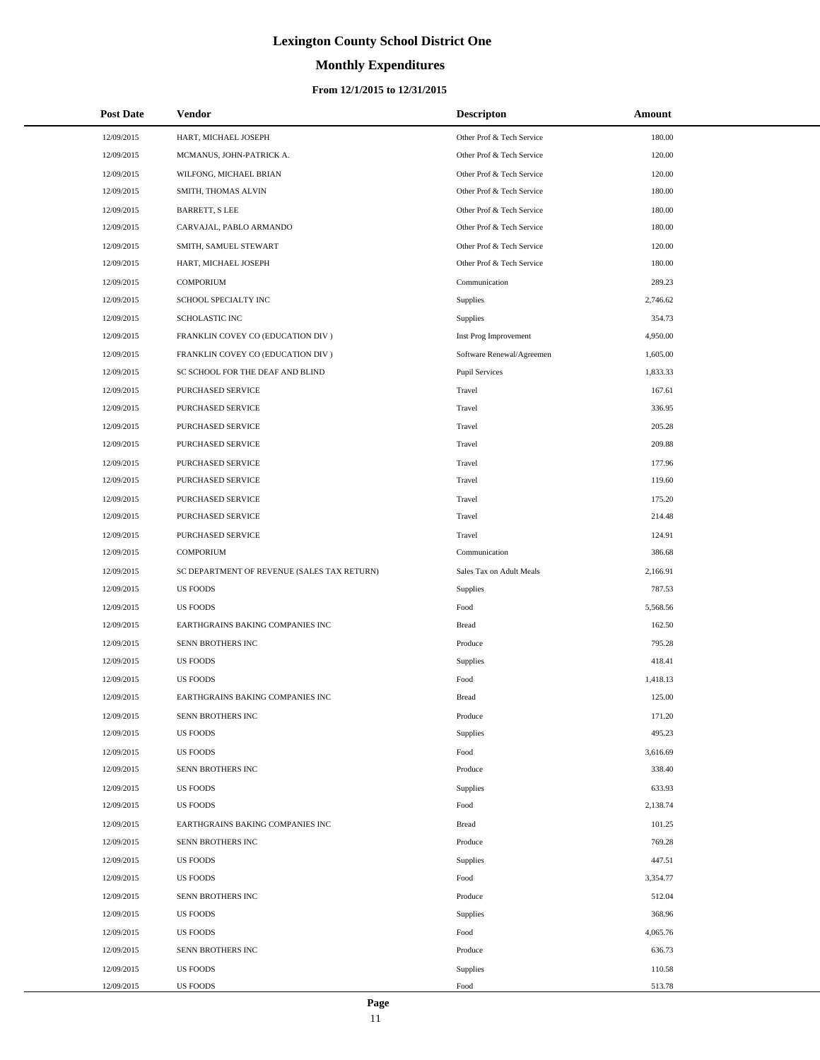# Lexington County School District One

## Monthly Expenditures

### From 12/1/2015 to 12/31/2015

| Post Date | Vendor | Descripton | Amount |
|---|---|---|---|
| 12/09/2015 | HART, MICHAEL JOSEPH | Other Prof & Tech Service | 180.00 |
| 12/09/2015 | MCMANUS, JOHN-PATRICK A. | Other Prof & Tech Service | 120.00 |
| 12/09/2015 | WILFONG, MICHAEL BRIAN | Other Prof & Tech Service | 120.00 |
| 12/09/2015 | SMITH, THOMAS ALVIN | Other Prof & Tech Service | 180.00 |
| 12/09/2015 | BARRETT, S LEE | Other Prof & Tech Service | 180.00 |
| 12/09/2015 | CARVAJAL, PABLO ARMANDO | Other Prof & Tech Service | 180.00 |
| 12/09/2015 | SMITH, SAMUEL STEWART | Other Prof & Tech Service | 120.00 |
| 12/09/2015 | HART, MICHAEL JOSEPH | Other Prof & Tech Service | 180.00 |
| 12/09/2015 | COMPORIUM | Communication | 289.23 |
| 12/09/2015 | SCHOOL SPECIALTY INC | Supplies | 2,746.62 |
| 12/09/2015 | SCHOLASTIC INC | Supplies | 354.73 |
| 12/09/2015 | FRANKLIN COVEY CO (EDUCATION DIV ) | Inst Prog Improvement | 4,950.00 |
| 12/09/2015 | FRANKLIN COVEY CO (EDUCATION DIV ) | Software Renewal/Agreemen | 1,605.00 |
| 12/09/2015 | SC SCHOOL FOR THE DEAF AND BLIND | Pupil Services | 1,833.33 |
| 12/09/2015 | PURCHASED SERVICE | Travel | 167.61 |
| 12/09/2015 | PURCHASED SERVICE | Travel | 336.95 |
| 12/09/2015 | PURCHASED SERVICE | Travel | 205.28 |
| 12/09/2015 | PURCHASED SERVICE | Travel | 209.88 |
| 12/09/2015 | PURCHASED SERVICE | Travel | 177.96 |
| 12/09/2015 | PURCHASED SERVICE | Travel | 119.60 |
| 12/09/2015 | PURCHASED SERVICE | Travel | 175.20 |
| 12/09/2015 | PURCHASED SERVICE | Travel | 214.48 |
| 12/09/2015 | PURCHASED SERVICE | Travel | 124.91 |
| 12/09/2015 | COMPORIUM | Communication | 386.68 |
| 12/09/2015 | SC DEPARTMENT OF REVENUE (SALES TAX RETURN) | Sales Tax on Adult Meals | 2,166.91 |
| 12/09/2015 | US FOODS | Supplies | 787.53 |
| 12/09/2015 | US FOODS | Food | 5,568.56 |
| 12/09/2015 | EARTHGRAINS BAKING COMPANIES INC | Bread | 162.50 |
| 12/09/2015 | SENN BROTHERS INC | Produce | 795.28 |
| 12/09/2015 | US FOODS | Supplies | 418.41 |
| 12/09/2015 | US FOODS | Food | 1,418.13 |
| 12/09/2015 | EARTHGRAINS BAKING COMPANIES INC | Bread | 125.00 |
| 12/09/2015 | SENN BROTHERS INC | Produce | 171.20 |
| 12/09/2015 | US FOODS | Supplies | 495.23 |
| 12/09/2015 | US FOODS | Food | 3,616.69 |
| 12/09/2015 | SENN BROTHERS INC | Produce | 338.40 |
| 12/09/2015 | US FOODS | Supplies | 633.93 |
| 12/09/2015 | US FOODS | Food | 2,138.74 |
| 12/09/2015 | EARTHGRAINS BAKING COMPANIES INC | Bread | 101.25 |
| 12/09/2015 | SENN BROTHERS INC | Produce | 769.28 |
| 12/09/2015 | US FOODS | Supplies | 447.51 |
| 12/09/2015 | US FOODS | Food | 3,354.77 |
| 12/09/2015 | SENN BROTHERS INC | Produce | 512.04 |
| 12/09/2015 | US FOODS | Supplies | 368.96 |
| 12/09/2015 | US FOODS | Food | 4,065.76 |
| 12/09/2015 | SENN BROTHERS INC | Produce | 636.73 |
| 12/09/2015 | US FOODS | Supplies | 110.58 |
| 12/09/2015 | US FOODS | Food | 513.78 |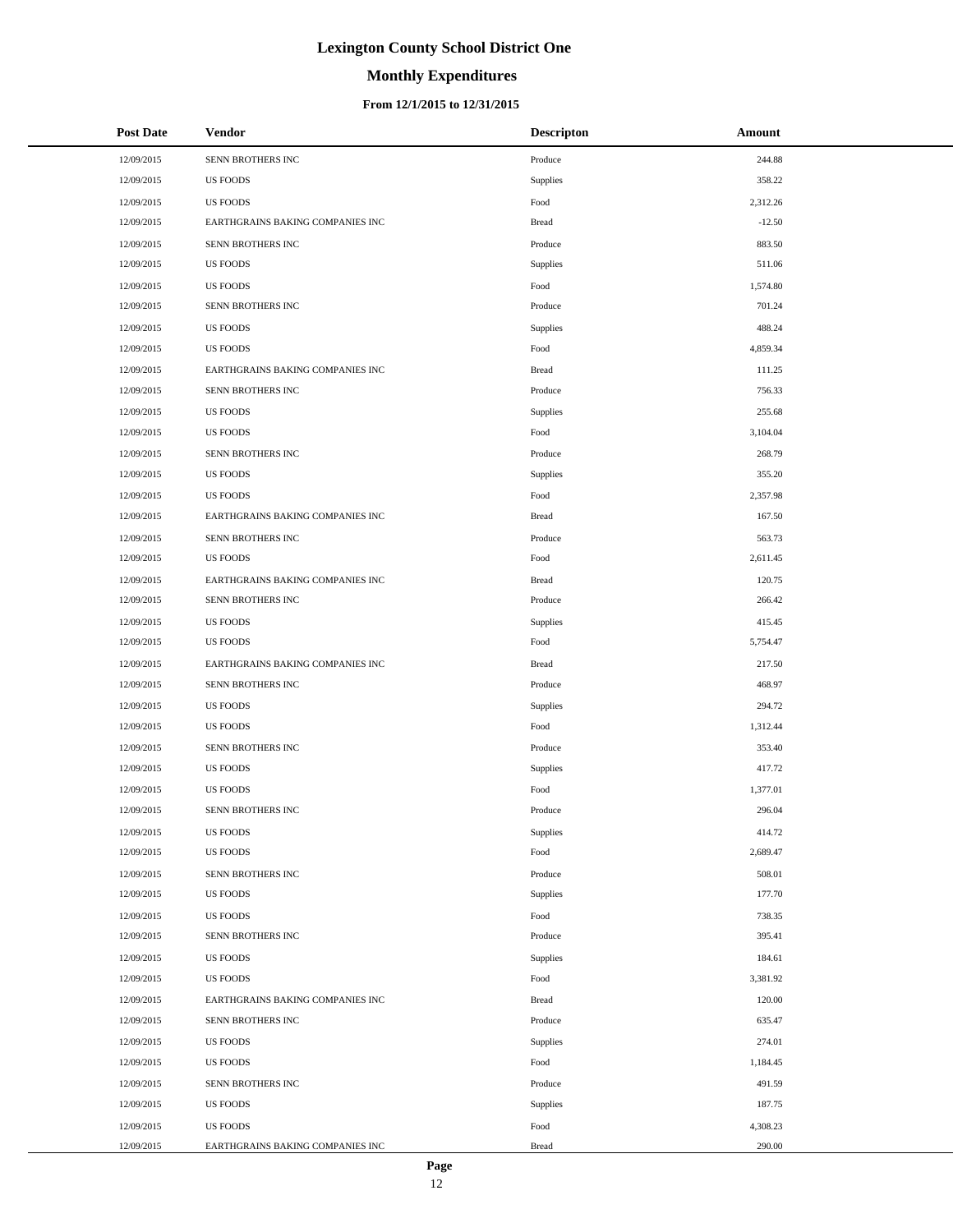# Lexington County School District One

## Monthly Expenditures

### From 12/1/2015 to 12/31/2015

| Post Date | Vendor | Descripton | Amount |
|---|---|---|---|
| 12/09/2015 | SENN BROTHERS INC | Produce | 244.88 |
| 12/09/2015 | US FOODS | Supplies | 358.22 |
| 12/09/2015 | US FOODS | Food | 2,312.26 |
| 12/09/2015 | EARTHGRAINS BAKING COMPANIES INC | Bread | -12.50 |
| 12/09/2015 | SENN BROTHERS INC | Produce | 883.50 |
| 12/09/2015 | US FOODS | Supplies | 511.06 |
| 12/09/2015 | US FOODS | Food | 1,574.80 |
| 12/09/2015 | SENN BROTHERS INC | Produce | 701.24 |
| 12/09/2015 | US FOODS | Supplies | 488.24 |
| 12/09/2015 | US FOODS | Food | 4,859.34 |
| 12/09/2015 | EARTHGRAINS BAKING COMPANIES INC | Bread | 111.25 |
| 12/09/2015 | SENN BROTHERS INC | Produce | 756.33 |
| 12/09/2015 | US FOODS | Supplies | 255.68 |
| 12/09/2015 | US FOODS | Food | 3,104.04 |
| 12/09/2015 | SENN BROTHERS INC | Produce | 268.79 |
| 12/09/2015 | US FOODS | Supplies | 355.20 |
| 12/09/2015 | US FOODS | Food | 2,357.98 |
| 12/09/2015 | EARTHGRAINS BAKING COMPANIES INC | Bread | 167.50 |
| 12/09/2015 | SENN BROTHERS INC | Produce | 563.73 |
| 12/09/2015 | US FOODS | Food | 2,611.45 |
| 12/09/2015 | EARTHGRAINS BAKING COMPANIES INC | Bread | 120.75 |
| 12/09/2015 | SENN BROTHERS INC | Produce | 266.42 |
| 12/09/2015 | US FOODS | Supplies | 415.45 |
| 12/09/2015 | US FOODS | Food | 5,754.47 |
| 12/09/2015 | EARTHGRAINS BAKING COMPANIES INC | Bread | 217.50 |
| 12/09/2015 | SENN BROTHERS INC | Produce | 468.97 |
| 12/09/2015 | US FOODS | Supplies | 294.72 |
| 12/09/2015 | US FOODS | Food | 1,312.44 |
| 12/09/2015 | SENN BROTHERS INC | Produce | 353.40 |
| 12/09/2015 | US FOODS | Supplies | 417.72 |
| 12/09/2015 | US FOODS | Food | 1,377.01 |
| 12/09/2015 | SENN BROTHERS INC | Produce | 296.04 |
| 12/09/2015 | US FOODS | Supplies | 414.72 |
| 12/09/2015 | US FOODS | Food | 2,689.47 |
| 12/09/2015 | SENN BROTHERS INC | Produce | 508.01 |
| 12/09/2015 | US FOODS | Supplies | 177.70 |
| 12/09/2015 | US FOODS | Food | 738.35 |
| 12/09/2015 | SENN BROTHERS INC | Produce | 395.41 |
| 12/09/2015 | US FOODS | Supplies | 184.61 |
| 12/09/2015 | US FOODS | Food | 3,381.92 |
| 12/09/2015 | EARTHGRAINS BAKING COMPANIES INC | Bread | 120.00 |
| 12/09/2015 | SENN BROTHERS INC | Produce | 635.47 |
| 12/09/2015 | US FOODS | Supplies | 274.01 |
| 12/09/2015 | US FOODS | Food | 1,184.45 |
| 12/09/2015 | SENN BROTHERS INC | Produce | 491.59 |
| 12/09/2015 | US FOODS | Supplies | 187.75 |
| 12/09/2015 | US FOODS | Food | 4,308.23 |
| 12/09/2015 | EARTHGRAINS BAKING COMPANIES INC | Bread | 290.00 |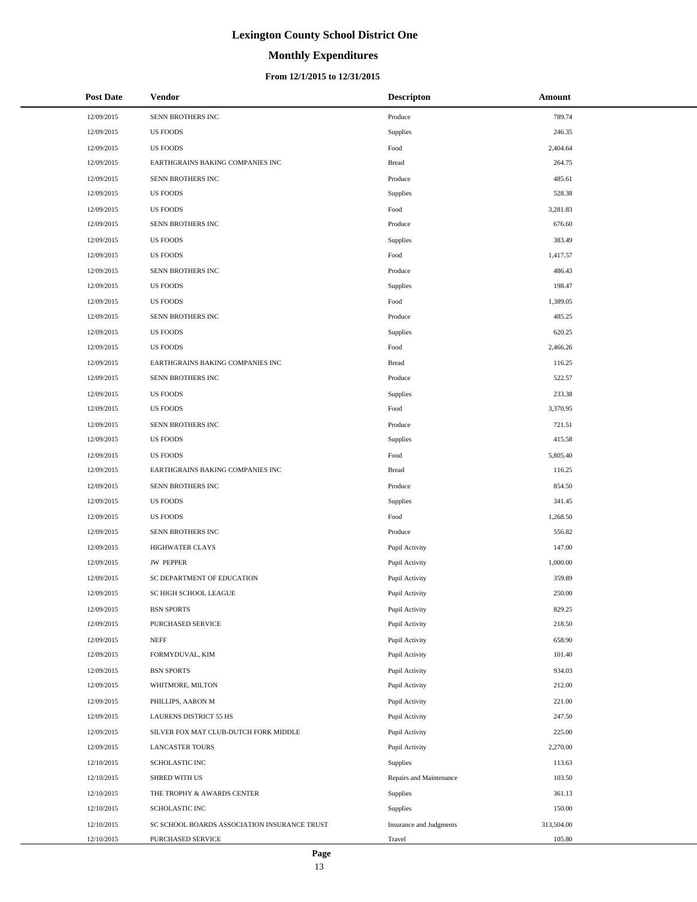# Lexington County School District One

## Monthly Expenditures

### From 12/1/2015 to 12/31/2015

| Post Date | Vendor | Descripton | Amount |
|---|---|---|---|
| 12/09/2015 | SENN BROTHERS INC | Produce | 789.74 |
| 12/09/2015 | US FOODS | Supplies | 246.35 |
| 12/09/2015 | US FOODS | Food | 2,404.64 |
| 12/09/2015 | EARTHGRAINS BAKING COMPANIES INC | Bread | 264.75 |
| 12/09/2015 | SENN BROTHERS INC | Produce | 485.61 |
| 12/09/2015 | US FOODS | Supplies | 528.38 |
| 12/09/2015 | US FOODS | Food | 3,281.83 |
| 12/09/2015 | SENN BROTHERS INC | Produce | 676.60 |
| 12/09/2015 | US FOODS | Supplies | 383.49 |
| 12/09/2015 | US FOODS | Food | 1,417.57 |
| 12/09/2015 | SENN BROTHERS INC | Produce | 486.43 |
| 12/09/2015 | US FOODS | Supplies | 198.47 |
| 12/09/2015 | US FOODS | Food | 1,389.05 |
| 12/09/2015 | SENN BROTHERS INC | Produce | 485.25 |
| 12/09/2015 | US FOODS | Supplies | 620.25 |
| 12/09/2015 | US FOODS | Food | 2,466.26 |
| 12/09/2015 | EARTHGRAINS BAKING COMPANIES INC | Bread | 116.25 |
| 12/09/2015 | SENN BROTHERS INC | Produce | 522.57 |
| 12/09/2015 | US FOODS | Supplies | 233.38 |
| 12/09/2015 | US FOODS | Food | 3,370.95 |
| 12/09/2015 | SENN BROTHERS INC | Produce | 721.51 |
| 12/09/2015 | US FOODS | Supplies | 415.58 |
| 12/09/2015 | US FOODS | Food | 5,805.40 |
| 12/09/2015 | EARTHGRAINS BAKING COMPANIES INC | Bread | 116.25 |
| 12/09/2015 | SENN BROTHERS INC | Produce | 854.50 |
| 12/09/2015 | US FOODS | Supplies | 341.45 |
| 12/09/2015 | US FOODS | Food | 1,268.50 |
| 12/09/2015 | SENN BROTHERS INC | Produce | 556.82 |
| 12/09/2015 | HIGHWATER CLAYS | Pupil Activity | 147.00 |
| 12/09/2015 | JW PEPPER | Pupil Activity | 1,000.00 |
| 12/09/2015 | SC DEPARTMENT OF EDUCATION | Pupil Activity | 359.89 |
| 12/09/2015 | SC HIGH SCHOOL LEAGUE | Pupil Activity | 250.00 |
| 12/09/2015 | BSN SPORTS | Pupil Activity | 829.25 |
| 12/09/2015 | PURCHASED SERVICE | Pupil Activity | 218.50 |
| 12/09/2015 | NEFF | Pupil Activity | 658.90 |
| 12/09/2015 | FORMYDUVAL, KIM | Pupil Activity | 101.40 |
| 12/09/2015 | BSN SPORTS | Pupil Activity | 934.03 |
| 12/09/2015 | WHITMORE, MILTON | Pupil Activity | 212.00 |
| 12/09/2015 | PHILLIPS, AARON M | Pupil Activity | 221.00 |
| 12/09/2015 | LAURENS DISTRICT 55 HS | Pupil Activity | 247.50 |
| 12/09/2015 | SILVER FOX MAT CLUB-DUTCH FORK MIDDLE | Pupil Activity | 225.00 |
| 12/09/2015 | LANCASTER TOURS | Pupil Activity | 2,270.00 |
| 12/10/2015 | SCHOLASTIC INC | Supplies | 113.63 |
| 12/10/2015 | SHRED WITH US | Repairs and Maintenance | 103.50 |
| 12/10/2015 | THE TROPHY & AWARDS CENTER | Supplies | 361.13 |
| 12/10/2015 | SCHOLASTIC INC | Supplies | 150.00 |
| 12/10/2015 | SC SCHOOL BOARDS ASSOCIATION INSURANCE TRUST | Insurance and Judgments | 313,504.00 |
| 12/10/2015 | PURCHASED SERVICE | Travel | 105.80 |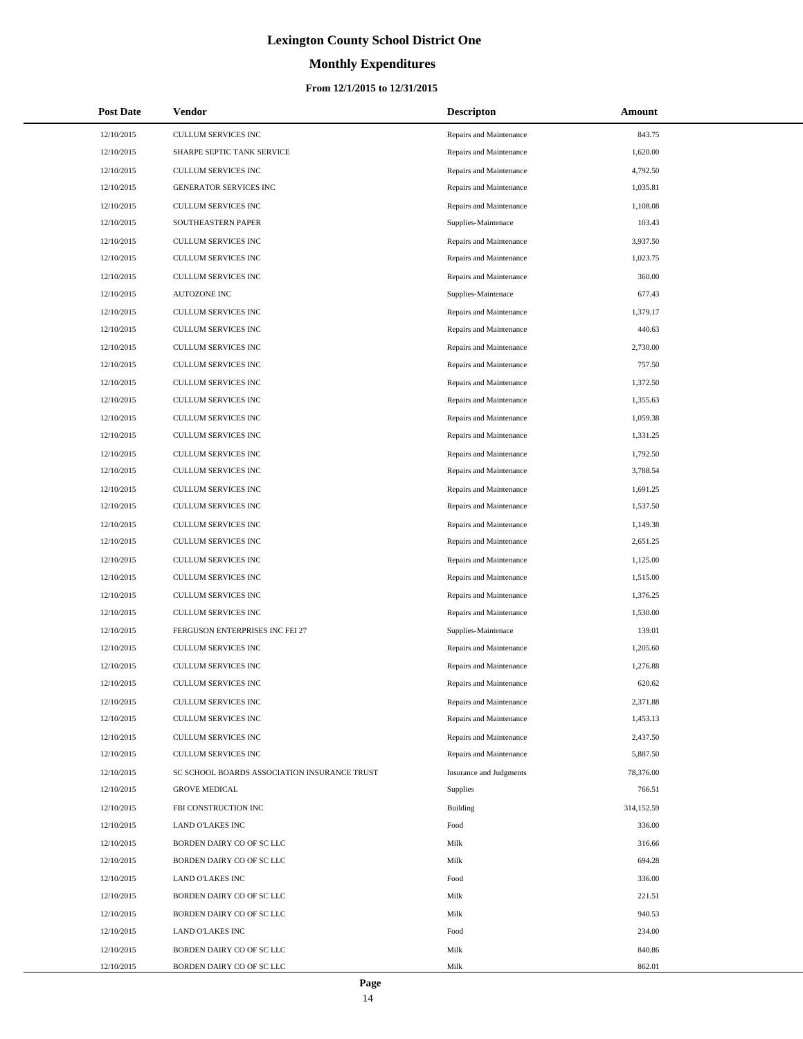# Lexington County School District One

## Monthly Expenditures

### From 12/1/2015 to 12/31/2015

| Post Date | Vendor | Descripton | Amount |
| --- | --- | --- | --- |
| 12/10/2015 | CULLUM SERVICES INC | Repairs and Maintenance | 843.75 |
| 12/10/2015 | SHARPE SEPTIC TANK SERVICE | Repairs and Maintenance | 1,620.00 |
| 12/10/2015 | CULLUM SERVICES INC | Repairs and Maintenance | 4,792.50 |
| 12/10/2015 | GENERATOR SERVICES INC | Repairs and Maintenance | 1,035.81 |
| 12/10/2015 | CULLUM SERVICES INC | Repairs and Maintenance | 1,108.08 |
| 12/10/2015 | SOUTHEASTERN PAPER | Supplies-Maintenace | 103.43 |
| 12/10/2015 | CULLUM SERVICES INC | Repairs and Maintenance | 3,937.50 |
| 12/10/2015 | CULLUM SERVICES INC | Repairs and Maintenance | 1,023.75 |
| 12/10/2015 | CULLUM SERVICES INC | Repairs and Maintenance | 360.00 |
| 12/10/2015 | AUTOZONE INC | Supplies-Maintenace | 677.43 |
| 12/10/2015 | CULLUM SERVICES INC | Repairs and Maintenance | 1,379.17 |
| 12/10/2015 | CULLUM SERVICES INC | Repairs and Maintenance | 440.63 |
| 12/10/2015 | CULLUM SERVICES INC | Repairs and Maintenance | 2,730.00 |
| 12/10/2015 | CULLUM SERVICES INC | Repairs and Maintenance | 757.50 |
| 12/10/2015 | CULLUM SERVICES INC | Repairs and Maintenance | 1,372.50 |
| 12/10/2015 | CULLUM SERVICES INC | Repairs and Maintenance | 1,355.63 |
| 12/10/2015 | CULLUM SERVICES INC | Repairs and Maintenance | 1,059.38 |
| 12/10/2015 | CULLUM SERVICES INC | Repairs and Maintenance | 1,331.25 |
| 12/10/2015 | CULLUM SERVICES INC | Repairs and Maintenance | 1,792.50 |
| 12/10/2015 | CULLUM SERVICES INC | Repairs and Maintenance | 3,788.54 |
| 12/10/2015 | CULLUM SERVICES INC | Repairs and Maintenance | 1,691.25 |
| 12/10/2015 | CULLUM SERVICES INC | Repairs and Maintenance | 1,537.50 |
| 12/10/2015 | CULLUM SERVICES INC | Repairs and Maintenance | 1,149.38 |
| 12/10/2015 | CULLUM SERVICES INC | Repairs and Maintenance | 2,651.25 |
| 12/10/2015 | CULLUM SERVICES INC | Repairs and Maintenance | 1,125.00 |
| 12/10/2015 | CULLUM SERVICES INC | Repairs and Maintenance | 1,515.00 |
| 12/10/2015 | CULLUM SERVICES INC | Repairs and Maintenance | 1,376.25 |
| 12/10/2015 | CULLUM SERVICES INC | Repairs and Maintenance | 1,530.00 |
| 12/10/2015 | FERGUSON ENTERPRISES INC FEI 27 | Supplies-Maintenace | 139.01 |
| 12/10/2015 | CULLUM SERVICES INC | Repairs and Maintenance | 1,205.60 |
| 12/10/2015 | CULLUM SERVICES INC | Repairs and Maintenance | 1,276.88 |
| 12/10/2015 | CULLUM SERVICES INC | Repairs and Maintenance | 620.62 |
| 12/10/2015 | CULLUM SERVICES INC | Repairs and Maintenance | 2,371.88 |
| 12/10/2015 | CULLUM SERVICES INC | Repairs and Maintenance | 1,453.13 |
| 12/10/2015 | CULLUM SERVICES INC | Repairs and Maintenance | 2,437.50 |
| 12/10/2015 | CULLUM SERVICES INC | Repairs and Maintenance | 5,887.50 |
| 12/10/2015 | SC SCHOOL BOARDS ASSOCIATION INSURANCE TRUST | Insurance and Judgments | 78,376.00 |
| 12/10/2015 | GROVE MEDICAL | Supplies | 766.51 |
| 12/10/2015 | FBI CONSTRUCTION INC | Building | 314,152.59 |
| 12/10/2015 | LAND O'LAKES INC | Food | 336.00 |
| 12/10/2015 | BORDEN DAIRY CO OF SC LLC | Milk | 316.66 |
| 12/10/2015 | BORDEN DAIRY CO OF SC LLC | Milk | 694.28 |
| 12/10/2015 | LAND O'LAKES INC | Food | 336.00 |
| 12/10/2015 | BORDEN DAIRY CO OF SC LLC | Milk | 221.51 |
| 12/10/2015 | BORDEN DAIRY CO OF SC LLC | Milk | 940.53 |
| 12/10/2015 | LAND O'LAKES INC | Food | 234.00 |
| 12/10/2015 | BORDEN DAIRY CO OF SC LLC | Milk | 840.86 |
| 12/10/2015 | BORDEN DAIRY CO OF SC LLC | Milk | 862.01 |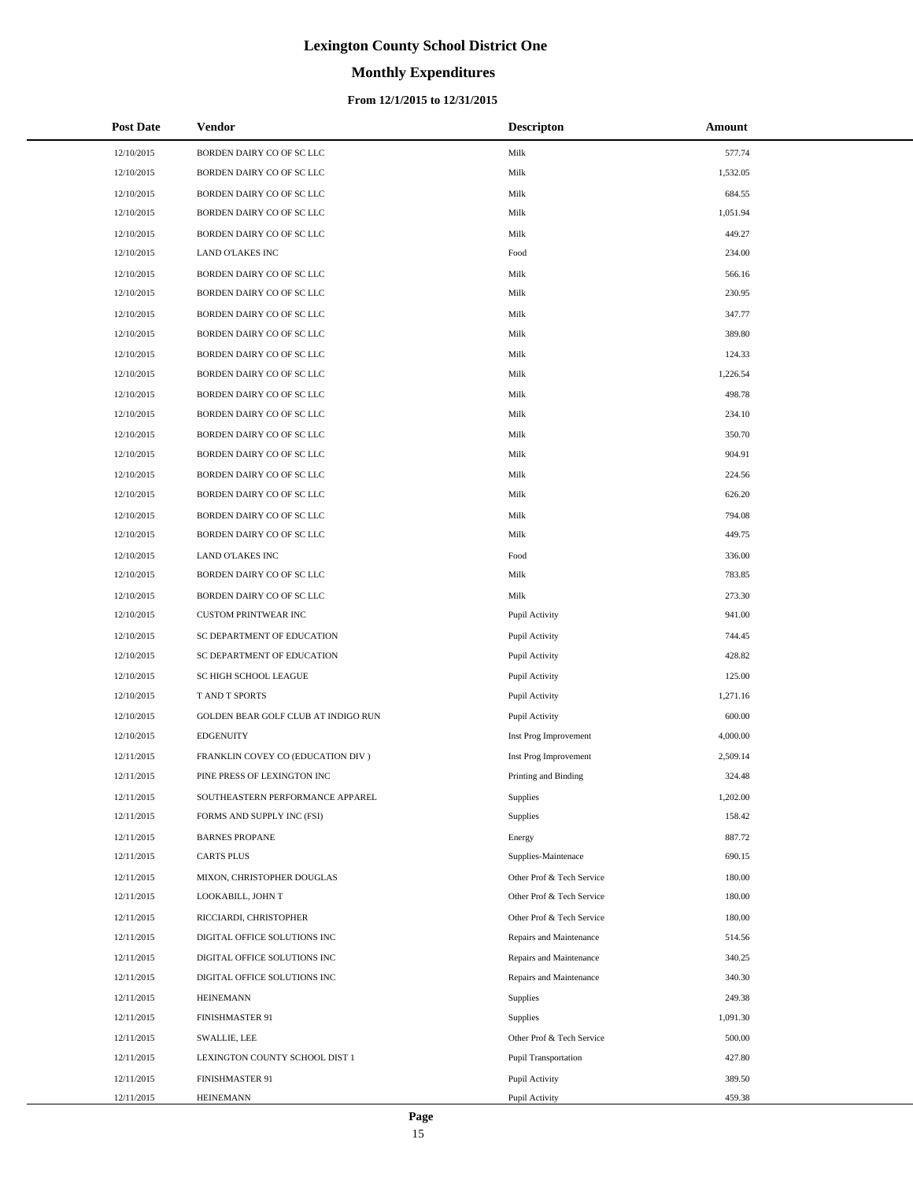# Lexington County School District One

## Monthly Expenditures

### From 12/1/2015 to 12/31/2015

| Post Date | Vendor | Descripton | Amount |
|---|---|---|---|
| 12/10/2015 | BORDEN DAIRY CO OF SC LLC | Milk | 577.74 |
| 12/10/2015 | BORDEN DAIRY CO OF SC LLC | Milk | 1,532.05 |
| 12/10/2015 | BORDEN DAIRY CO OF SC LLC | Milk | 684.55 |
| 12/10/2015 | BORDEN DAIRY CO OF SC LLC | Milk | 1,051.94 |
| 12/10/2015 | BORDEN DAIRY CO OF SC LLC | Milk | 449.27 |
| 12/10/2015 | LAND O'LAKES INC | Food | 234.00 |
| 12/10/2015 | BORDEN DAIRY CO OF SC LLC | Milk | 566.16 |
| 12/10/2015 | BORDEN DAIRY CO OF SC LLC | Milk | 230.95 |
| 12/10/2015 | BORDEN DAIRY CO OF SC LLC | Milk | 347.77 |
| 12/10/2015 | BORDEN DAIRY CO OF SC LLC | Milk | 389.80 |
| 12/10/2015 | BORDEN DAIRY CO OF SC LLC | Milk | 124.33 |
| 12/10/2015 | BORDEN DAIRY CO OF SC LLC | Milk | 1,226.54 |
| 12/10/2015 | BORDEN DAIRY CO OF SC LLC | Milk | 498.78 |
| 12/10/2015 | BORDEN DAIRY CO OF SC LLC | Milk | 234.10 |
| 12/10/2015 | BORDEN DAIRY CO OF SC LLC | Milk | 350.70 |
| 12/10/2015 | BORDEN DAIRY CO OF SC LLC | Milk | 904.91 |
| 12/10/2015 | BORDEN DAIRY CO OF SC LLC | Milk | 224.56 |
| 12/10/2015 | BORDEN DAIRY CO OF SC LLC | Milk | 626.20 |
| 12/10/2015 | BORDEN DAIRY CO OF SC LLC | Milk | 794.08 |
| 12/10/2015 | BORDEN DAIRY CO OF SC LLC | Milk | 449.75 |
| 12/10/2015 | LAND O'LAKES INC | Food | 336.00 |
| 12/10/2015 | BORDEN DAIRY CO OF SC LLC | Milk | 783.85 |
| 12/10/2015 | BORDEN DAIRY CO OF SC LLC | Milk | 273.30 |
| 12/10/2015 | CUSTOM PRINTWEAR INC | Pupil Activity | 941.00 |
| 12/10/2015 | SC DEPARTMENT OF EDUCATION | Pupil Activity | 744.45 |
| 12/10/2015 | SC DEPARTMENT OF EDUCATION | Pupil Activity | 428.82 |
| 12/10/2015 | SC HIGH SCHOOL LEAGUE | Pupil Activity | 125.00 |
| 12/10/2015 | T AND T SPORTS | Pupil Activity | 1,271.16 |
| 12/10/2015 | GOLDEN BEAR GOLF CLUB AT INDIGO RUN | Pupil Activity | 600.00 |
| 12/10/2015 | EDGENUITY | Inst Prog Improvement | 4,000.00 |
| 12/11/2015 | FRANKLIN COVEY CO (EDUCATION DIV ) | Inst Prog Improvement | 2,509.14 |
| 12/11/2015 | PINE PRESS OF LEXINGTON INC | Printing and Binding | 324.48 |
| 12/11/2015 | SOUTHEASTERN PERFORMANCE APPAREL | Supplies | 1,202.00 |
| 12/11/2015 | FORMS AND SUPPLY INC (FSI) | Supplies | 158.42 |
| 12/11/2015 | BARNES PROPANE | Energy | 887.72 |
| 12/11/2015 | CARTS PLUS | Supplies-Maintenace | 690.15 |
| 12/11/2015 | MIXON, CHRISTOPHER DOUGLAS | Other Prof & Tech Service | 180.00 |
| 12/11/2015 | LOOKABILL, JOHN T | Other Prof & Tech Service | 180.00 |
| 12/11/2015 | RICCIARDI, CHRISTOPHER | Other Prof & Tech Service | 180.00 |
| 12/11/2015 | DIGITAL OFFICE SOLUTIONS INC | Repairs and Maintenance | 514.56 |
| 12/11/2015 | DIGITAL OFFICE SOLUTIONS INC | Repairs and Maintenance | 340.25 |
| 12/11/2015 | DIGITAL OFFICE SOLUTIONS INC | Repairs and Maintenance | 340.30 |
| 12/11/2015 | HEINEMANN | Supplies | 249.38 |
| 12/11/2015 | FINISHMASTER 91 | Supplies | 1,091.30 |
| 12/11/2015 | SWALLIE, LEE | Other Prof & Tech Service | 500.00 |
| 12/11/2015 | LEXINGTON COUNTY SCHOOL DIST 1 | Pupil Transportation | 427.80 |
| 12/11/2015 | FINISHMASTER 91 | Pupil Activity | 389.50 |
| 12/11/2015 | HEINEMANN | Pupil Activity | 459.38 |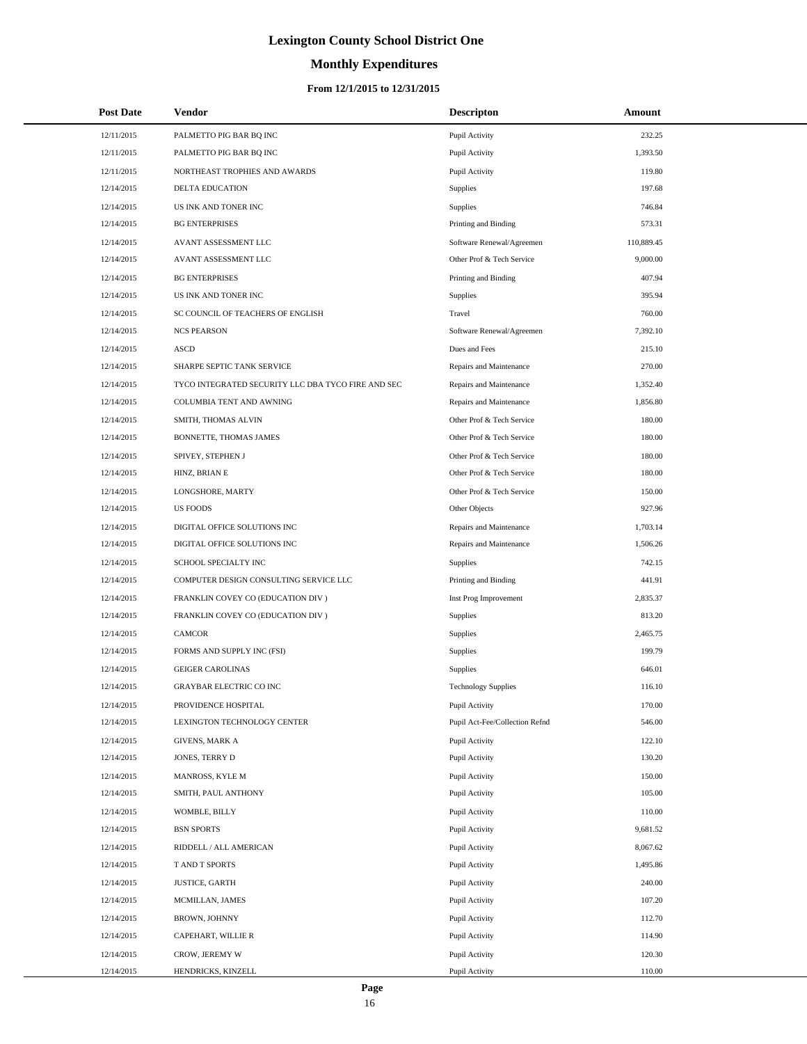# Lexington County School District One

## Monthly Expenditures

### From 12/1/2015 to 12/31/2015

| Post Date | Vendor | Descripton | Amount |
|---|---|---|---|
| 12/11/2015 | PALMETTO PIG BAR BQ INC | Pupil Activity | 232.25 |
| 12/11/2015 | PALMETTO PIG BAR BQ INC | Pupil Activity | 1,393.50 |
| 12/11/2015 | NORTHEAST TROPHIES AND AWARDS | Pupil Activity | 119.80 |
| 12/14/2015 | DELTA EDUCATION | Supplies | 197.68 |
| 12/14/2015 | US INK AND TONER INC | Supplies | 746.84 |
| 12/14/2015 | BG ENTERPRISES | Printing and Binding | 573.31 |
| 12/14/2015 | AVANT ASSESSMENT LLC | Software Renewal/Agreemen | 110,889.45 |
| 12/14/2015 | AVANT ASSESSMENT LLC | Other Prof & Tech Service | 9,000.00 |
| 12/14/2015 | BG ENTERPRISES | Printing and Binding | 407.94 |
| 12/14/2015 | US INK AND TONER INC | Supplies | 395.94 |
| 12/14/2015 | SC COUNCIL OF TEACHERS OF ENGLISH | Travel | 760.00 |
| 12/14/2015 | NCS PEARSON | Software Renewal/Agreemen | 7,392.10 |
| 12/14/2015 | ASCD | Dues and Fees | 215.10 |
| 12/14/2015 | SHARPE SEPTIC TANK SERVICE | Repairs and Maintenance | 270.00 |
| 12/14/2015 | TYCO INTEGRATED SECURITY LLC DBA TYCO FIRE AND SEC | Repairs and Maintenance | 1,352.40 |
| 12/14/2015 | COLUMBIA TENT AND AWNING | Repairs and Maintenance | 1,856.80 |
| 12/14/2015 | SMITH, THOMAS ALVIN | Other Prof & Tech Service | 180.00 |
| 12/14/2015 | BONNETTE, THOMAS JAMES | Other Prof & Tech Service | 180.00 |
| 12/14/2015 | SPIVEY, STEPHEN J | Other Prof & Tech Service | 180.00 |
| 12/14/2015 | HINZ, BRIAN E | Other Prof & Tech Service | 180.00 |
| 12/14/2015 | LONGSHORE, MARTY | Other Prof & Tech Service | 150.00 |
| 12/14/2015 | US FOODS | Other Objects | 927.96 |
| 12/14/2015 | DIGITAL OFFICE SOLUTIONS INC | Repairs and Maintenance | 1,703.14 |
| 12/14/2015 | DIGITAL OFFICE SOLUTIONS INC | Repairs and Maintenance | 1,506.26 |
| 12/14/2015 | SCHOOL SPECIALTY INC | Supplies | 742.15 |
| 12/14/2015 | COMPUTER DESIGN CONSULTING SERVICE LLC | Printing and Binding | 441.91 |
| 12/14/2015 | FRANKLIN COVEY CO (EDUCATION DIV ) | Inst Prog Improvement | 2,835.37 |
| 12/14/2015 | FRANKLIN COVEY CO (EDUCATION DIV ) | Supplies | 813.20 |
| 12/14/2015 | CAMCOR | Supplies | 2,465.75 |
| 12/14/2015 | FORMS AND SUPPLY INC (FSI) | Supplies | 199.79 |
| 12/14/2015 | GEIGER CAROLINAS | Supplies | 646.01 |
| 12/14/2015 | GRAYBAR ELECTRIC CO INC | Technology Supplies | 116.10 |
| 12/14/2015 | PROVIDENCE HOSPITAL | Pupil Activity | 170.00 |
| 12/14/2015 | LEXINGTON TECHNOLOGY CENTER | Pupil Act-Fee/Collection Refnd | 546.00 |
| 12/14/2015 | GIVENS, MARK A | Pupil Activity | 122.10 |
| 12/14/2015 | JONES, TERRY D | Pupil Activity | 130.20 |
| 12/14/2015 | MANROSS, KYLE M | Pupil Activity | 150.00 |
| 12/14/2015 | SMITH, PAUL ANTHONY | Pupil Activity | 105.00 |
| 12/14/2015 | WOMBLE, BILLY | Pupil Activity | 110.00 |
| 12/14/2015 | BSN SPORTS | Pupil Activity | 9,681.52 |
| 12/14/2015 | RIDDELL / ALL AMERICAN | Pupil Activity | 8,067.62 |
| 12/14/2015 | T AND T SPORTS | Pupil Activity | 1,495.86 |
| 12/14/2015 | JUSTICE, GARTH | Pupil Activity | 240.00 |
| 12/14/2015 | MCMILLAN, JAMES | Pupil Activity | 107.20 |
| 12/14/2015 | BROWN, JOHNNY | Pupil Activity | 112.70 |
| 12/14/2015 | CAPEHART, WILLIE R | Pupil Activity | 114.90 |
| 12/14/2015 | CROW, JEREMY W | Pupil Activity | 120.30 |
| 12/14/2015 | HENDRICKS, KINZELL | Pupil Activity | 110.00 |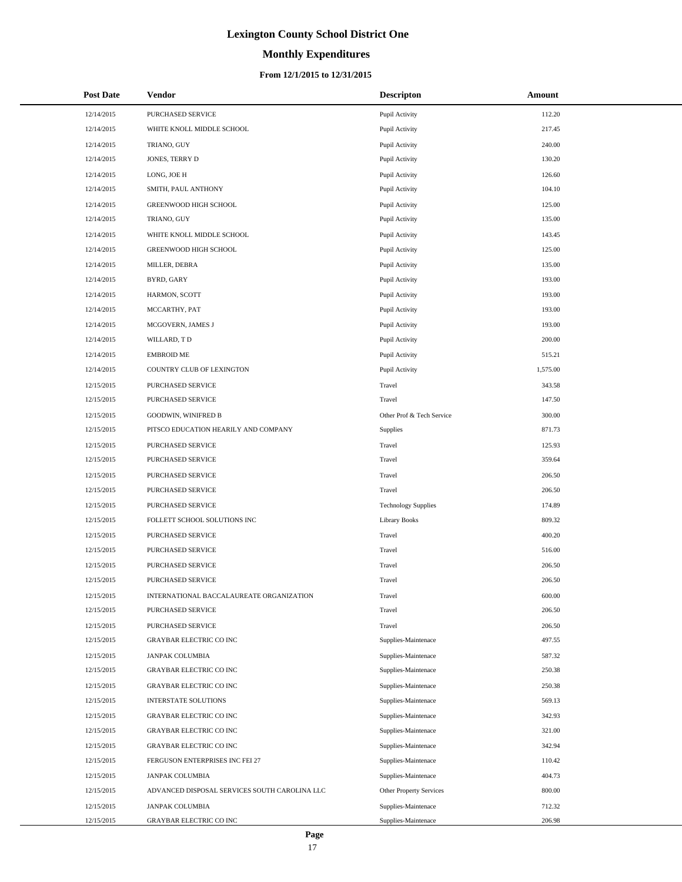# Lexington County School District One

## Monthly Expenditures

### From 12/1/2015 to 12/31/2015

| Post Date | Vendor | Descripton | Amount |
|---|---|---|---|
| 12/14/2015 | PURCHASED SERVICE | Pupil Activity | 112.20 |
| 12/14/2015 | WHITE KNOLL MIDDLE SCHOOL | Pupil Activity | 217.45 |
| 12/14/2015 | TRIANO, GUY | Pupil Activity | 240.00 |
| 12/14/2015 | JONES, TERRY D | Pupil Activity | 130.20 |
| 12/14/2015 | LONG, JOE H | Pupil Activity | 126.60 |
| 12/14/2015 | SMITH, PAUL ANTHONY | Pupil Activity | 104.10 |
| 12/14/2015 | GREENWOOD HIGH SCHOOL | Pupil Activity | 125.00 |
| 12/14/2015 | TRIANO, GUY | Pupil Activity | 135.00 |
| 12/14/2015 | WHITE KNOLL MIDDLE SCHOOL | Pupil Activity | 143.45 |
| 12/14/2015 | GREENWOOD HIGH SCHOOL | Pupil Activity | 125.00 |
| 12/14/2015 | MILLER, DEBRA | Pupil Activity | 135.00 |
| 12/14/2015 | BYRD, GARY | Pupil Activity | 193.00 |
| 12/14/2015 | HARMON, SCOTT | Pupil Activity | 193.00 |
| 12/14/2015 | MCCARTHY, PAT | Pupil Activity | 193.00 |
| 12/14/2015 | MCGOVERN, JAMES J | Pupil Activity | 193.00 |
| 12/14/2015 | WILLARD, T D | Pupil Activity | 200.00 |
| 12/14/2015 | EMBROID ME | Pupil Activity | 515.21 |
| 12/14/2015 | COUNTRY CLUB OF LEXINGTON | Pupil Activity | 1,575.00 |
| 12/15/2015 | PURCHASED SERVICE | Travel | 343.58 |
| 12/15/2015 | PURCHASED SERVICE | Travel | 147.50 |
| 12/15/2015 | GOODWIN, WINIFRED B | Other Prof & Tech Service | 300.00 |
| 12/15/2015 | PITSCO EDUCATION HEARILY AND COMPANY | Supplies | 871.73 |
| 12/15/2015 | PURCHASED SERVICE | Travel | 125.93 |
| 12/15/2015 | PURCHASED SERVICE | Travel | 359.64 |
| 12/15/2015 | PURCHASED SERVICE | Travel | 206.50 |
| 12/15/2015 | PURCHASED SERVICE | Travel | 206.50 |
| 12/15/2015 | PURCHASED SERVICE | Technology Supplies | 174.89 |
| 12/15/2015 | FOLLETT SCHOOL SOLUTIONS INC | Library Books | 809.32 |
| 12/15/2015 | PURCHASED SERVICE | Travel | 400.20 |
| 12/15/2015 | PURCHASED SERVICE | Travel | 516.00 |
| 12/15/2015 | PURCHASED SERVICE | Travel | 206.50 |
| 12/15/2015 | PURCHASED SERVICE | Travel | 206.50 |
| 12/15/2015 | INTERNATIONAL BACCALAUREATE ORGANIZATION | Travel | 600.00 |
| 12/15/2015 | PURCHASED SERVICE | Travel | 206.50 |
| 12/15/2015 | PURCHASED SERVICE | Travel | 206.50 |
| 12/15/2015 | GRAYBAR ELECTRIC CO INC | Supplies-Maintenace | 497.55 |
| 12/15/2015 | JANPAK COLUMBIA | Supplies-Maintenace | 587.32 |
| 12/15/2015 | GRAYBAR ELECTRIC CO INC | Supplies-Maintenace | 250.38 |
| 12/15/2015 | GRAYBAR ELECTRIC CO INC | Supplies-Maintenace | 250.38 |
| 12/15/2015 | INTERSTATE SOLUTIONS | Supplies-Maintenace | 569.13 |
| 12/15/2015 | GRAYBAR ELECTRIC CO INC | Supplies-Maintenace | 342.93 |
| 12/15/2015 | GRAYBAR ELECTRIC CO INC | Supplies-Maintenace | 321.00 |
| 12/15/2015 | GRAYBAR ELECTRIC CO INC | Supplies-Maintenace | 342.94 |
| 12/15/2015 | FERGUSON ENTERPRISES INC FEI 27 | Supplies-Maintenace | 110.42 |
| 12/15/2015 | JANPAK COLUMBIA | Supplies-Maintenace | 404.73 |
| 12/15/2015 | ADVANCED DISPOSAL SERVICES SOUTH CAROLINA LLC | Other Property Services | 800.00 |
| 12/15/2015 | JANPAK COLUMBIA | Supplies-Maintenace | 712.32 |
| 12/15/2015 | GRAYBAR ELECTRIC CO INC | Supplies-Maintenace | 206.98 |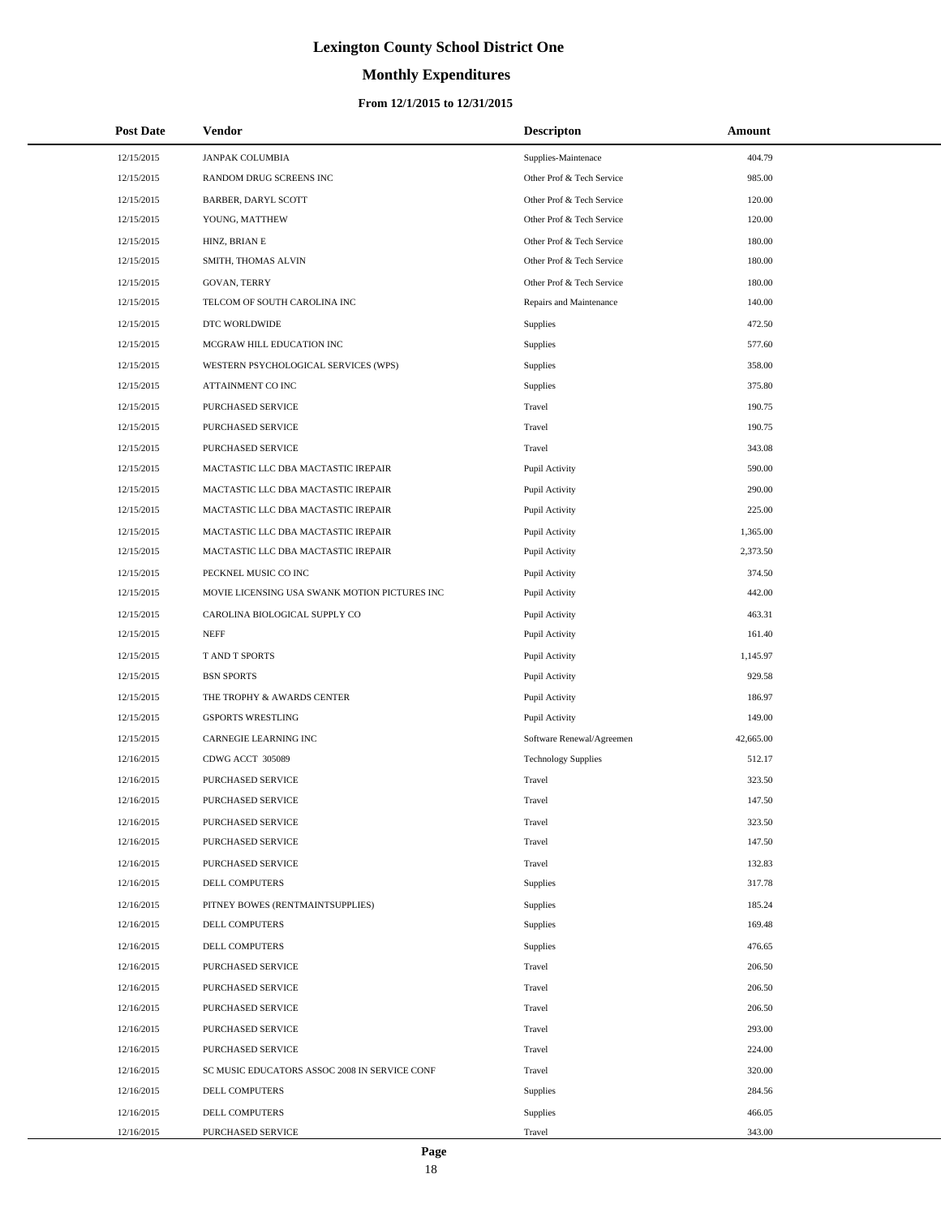# Lexington County School District One

## Monthly Expenditures

### From 12/1/2015 to 12/31/2015

| Post Date | Vendor | Descripton | Amount |
|---|---|---|---|
| 12/15/2015 | JANPAK COLUMBIA | Supplies-Maintenace | 404.79 |
| 12/15/2015 | RANDOM DRUG SCREENS INC | Other Prof & Tech Service | 985.00 |
| 12/15/2015 | BARBER, DARYL SCOTT | Other Prof & Tech Service | 120.00 |
| 12/15/2015 | YOUNG, MATTHEW | Other Prof & Tech Service | 120.00 |
| 12/15/2015 | HINZ, BRIAN E | Other Prof & Tech Service | 180.00 |
| 12/15/2015 | SMITH, THOMAS ALVIN | Other Prof & Tech Service | 180.00 |
| 12/15/2015 | GOVAN, TERRY | Other Prof & Tech Service | 180.00 |
| 12/15/2015 | TELCOM OF SOUTH CAROLINA INC | Repairs and Maintenance | 140.00 |
| 12/15/2015 | DTC WORLDWIDE | Supplies | 472.50 |
| 12/15/2015 | MCGRAW HILL EDUCATION INC | Supplies | 577.60 |
| 12/15/2015 | WESTERN PSYCHOLOGICAL SERVICES (WPS) | Supplies | 358.00 |
| 12/15/2015 | ATTAINMENT CO INC | Supplies | 375.80 |
| 12/15/2015 | PURCHASED SERVICE | Travel | 190.75 |
| 12/15/2015 | PURCHASED SERVICE | Travel | 190.75 |
| 12/15/2015 | PURCHASED SERVICE | Travel | 343.08 |
| 12/15/2015 | MACTASTIC LLC DBA MACTASTIC IREPAIR | Pupil Activity | 590.00 |
| 12/15/2015 | MACTASTIC LLC DBA MACTASTIC IREPAIR | Pupil Activity | 290.00 |
| 12/15/2015 | MACTASTIC LLC DBA MACTASTIC IREPAIR | Pupil Activity | 225.00 |
| 12/15/2015 | MACTASTIC LLC DBA MACTASTIC IREPAIR | Pupil Activity | 1,365.00 |
| 12/15/2015 | MACTASTIC LLC DBA MACTASTIC IREPAIR | Pupil Activity | 2,373.50 |
| 12/15/2015 | PECKNEL MUSIC CO INC | Pupil Activity | 374.50 |
| 12/15/2015 | MOVIE LICENSING USA SWANK MOTION PICTURES INC | Pupil Activity | 442.00 |
| 12/15/2015 | CAROLINA BIOLOGICAL SUPPLY CO | Pupil Activity | 463.31 |
| 12/15/2015 | NEFF | Pupil Activity | 161.40 |
| 12/15/2015 | T AND T SPORTS | Pupil Activity | 1,145.97 |
| 12/15/2015 | BSN SPORTS | Pupil Activity | 929.58 |
| 12/15/2015 | THE TROPHY & AWARDS CENTER | Pupil Activity | 186.97 |
| 12/15/2015 | GSPORTS WRESTLING | Pupil Activity | 149.00 |
| 12/15/2015 | CARNEGIE LEARNING INC | Software Renewal/Agreemen | 42,665.00 |
| 12/16/2015 | CDWG ACCT 305089 | Technology Supplies | 512.17 |
| 12/16/2015 | PURCHASED SERVICE | Travel | 323.50 |
| 12/16/2015 | PURCHASED SERVICE | Travel | 147.50 |
| 12/16/2015 | PURCHASED SERVICE | Travel | 323.50 |
| 12/16/2015 | PURCHASED SERVICE | Travel | 147.50 |
| 12/16/2015 | PURCHASED SERVICE | Travel | 132.83 |
| 12/16/2015 | DELL COMPUTERS | Supplies | 317.78 |
| 12/16/2015 | PITNEY BOWES (RENTMAINTSUPPLIES) | Supplies | 185.24 |
| 12/16/2015 | DELL COMPUTERS | Supplies | 169.48 |
| 12/16/2015 | DELL COMPUTERS | Supplies | 476.65 |
| 12/16/2015 | PURCHASED SERVICE | Travel | 206.50 |
| 12/16/2015 | PURCHASED SERVICE | Travel | 206.50 |
| 12/16/2015 | PURCHASED SERVICE | Travel | 206.50 |
| 12/16/2015 | PURCHASED SERVICE | Travel | 293.00 |
| 12/16/2015 | PURCHASED SERVICE | Travel | 224.00 |
| 12/16/2015 | SC MUSIC EDUCATORS ASSOC 2008 IN SERVICE CONF | Travel | 320.00 |
| 12/16/2015 | DELL COMPUTERS | Supplies | 284.56 |
| 12/16/2015 | DELL COMPUTERS | Supplies | 466.05 |
| 12/16/2015 | PURCHASED SERVICE | Travel | 343.00 |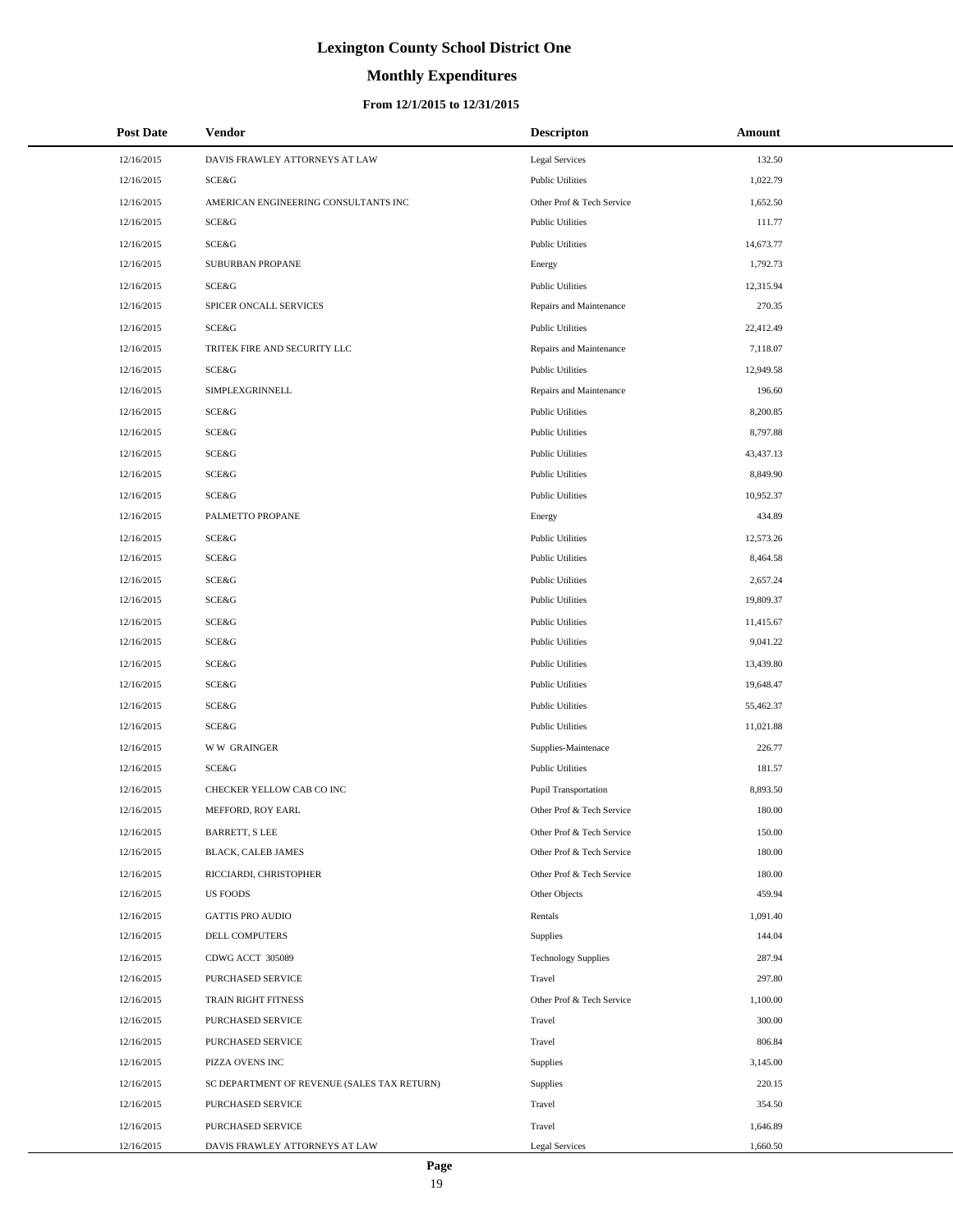# Lexington County School District One

## Monthly Expenditures

### From 12/1/2015 to 12/31/2015

| Post Date | Vendor | Descripton | Amount |
|---|---|---|---|
| 12/16/2015 | DAVIS FRAWLEY ATTORNEYS AT LAW | Legal Services | 132.50 |
| 12/16/2015 | SCE&G | Public Utilities | 1,022.79 |
| 12/16/2015 | AMERICAN ENGINEERING CONSULTANTS INC | Other Prof & Tech Service | 1,652.50 |
| 12/16/2015 | SCE&G | Public Utilities | 111.77 |
| 12/16/2015 | SCE&G | Public Utilities | 14,673.77 |
| 12/16/2015 | SUBURBAN PROPANE | Energy | 1,792.73 |
| 12/16/2015 | SCE&G | Public Utilities | 12,315.94 |
| 12/16/2015 | SPICER ONCALL SERVICES | Repairs and Maintenance | 270.35 |
| 12/16/2015 | SCE&G | Public Utilities | 22,412.49 |
| 12/16/2015 | TRITEK FIRE AND SECURITY LLC | Repairs and Maintenance | 7,118.07 |
| 12/16/2015 | SCE&G | Public Utilities | 12,949.58 |
| 12/16/2015 | SIMPLEXGRINNELL | Repairs and Maintenance | 196.60 |
| 12/16/2015 | SCE&G | Public Utilities | 8,200.85 |
| 12/16/2015 | SCE&G | Public Utilities | 8,797.88 |
| 12/16/2015 | SCE&G | Public Utilities | 43,437.13 |
| 12/16/2015 | SCE&G | Public Utilities | 8,849.90 |
| 12/16/2015 | SCE&G | Public Utilities | 10,952.37 |
| 12/16/2015 | PALMETTO PROPANE | Energy | 434.89 |
| 12/16/2015 | SCE&G | Public Utilities | 12,573.26 |
| 12/16/2015 | SCE&G | Public Utilities | 8,464.58 |
| 12/16/2015 | SCE&G | Public Utilities | 2,657.24 |
| 12/16/2015 | SCE&G | Public Utilities | 19,809.37 |
| 12/16/2015 | SCE&G | Public Utilities | 11,415.67 |
| 12/16/2015 | SCE&G | Public Utilities | 9,041.22 |
| 12/16/2015 | SCE&G | Public Utilities | 13,439.80 |
| 12/16/2015 | SCE&G | Public Utilities | 19,648.47 |
| 12/16/2015 | SCE&G | Public Utilities | 55,462.37 |
| 12/16/2015 | SCE&G | Public Utilities | 11,021.88 |
| 12/16/2015 | W W GRAINGER | Supplies-Maintenace | 226.77 |
| 12/16/2015 | SCE&G | Public Utilities | 181.57 |
| 12/16/2015 | CHECKER YELLOW CAB CO INC | Pupil Transportation | 8,893.50 |
| 12/16/2015 | MEFFORD, ROY EARL | Other Prof & Tech Service | 180.00 |
| 12/16/2015 | BARRETT, S LEE | Other Prof & Tech Service | 150.00 |
| 12/16/2015 | BLACK, CALEB JAMES | Other Prof & Tech Service | 180.00 |
| 12/16/2015 | RICCIARDI, CHRISTOPHER | Other Prof & Tech Service | 180.00 |
| 12/16/2015 | US FOODS | Other Objects | 459.94 |
| 12/16/2015 | GATTIS PRO AUDIO | Rentals | 1,091.40 |
| 12/16/2015 | DELL COMPUTERS | Supplies | 144.04 |
| 12/16/2015 | CDWG ACCT 305089 | Technology Supplies | 287.94 |
| 12/16/2015 | PURCHASED SERVICE | Travel | 297.80 |
| 12/16/2015 | TRAIN RIGHT FITNESS | Other Prof & Tech Service | 1,100.00 |
| 12/16/2015 | PURCHASED SERVICE | Travel | 300.00 |
| 12/16/2015 | PURCHASED SERVICE | Travel | 806.84 |
| 12/16/2015 | PIZZA OVENS INC | Supplies | 3,145.00 |
| 12/16/2015 | SC DEPARTMENT OF REVENUE (SALES TAX RETURN) | Supplies | 220.15 |
| 12/16/2015 | PURCHASED SERVICE | Travel | 354.50 |
| 12/16/2015 | PURCHASED SERVICE | Travel | 1,646.89 |
| 12/16/2015 | DAVIS FRAWLEY ATTORNEYS AT LAW | Legal Services | 1,660.50 |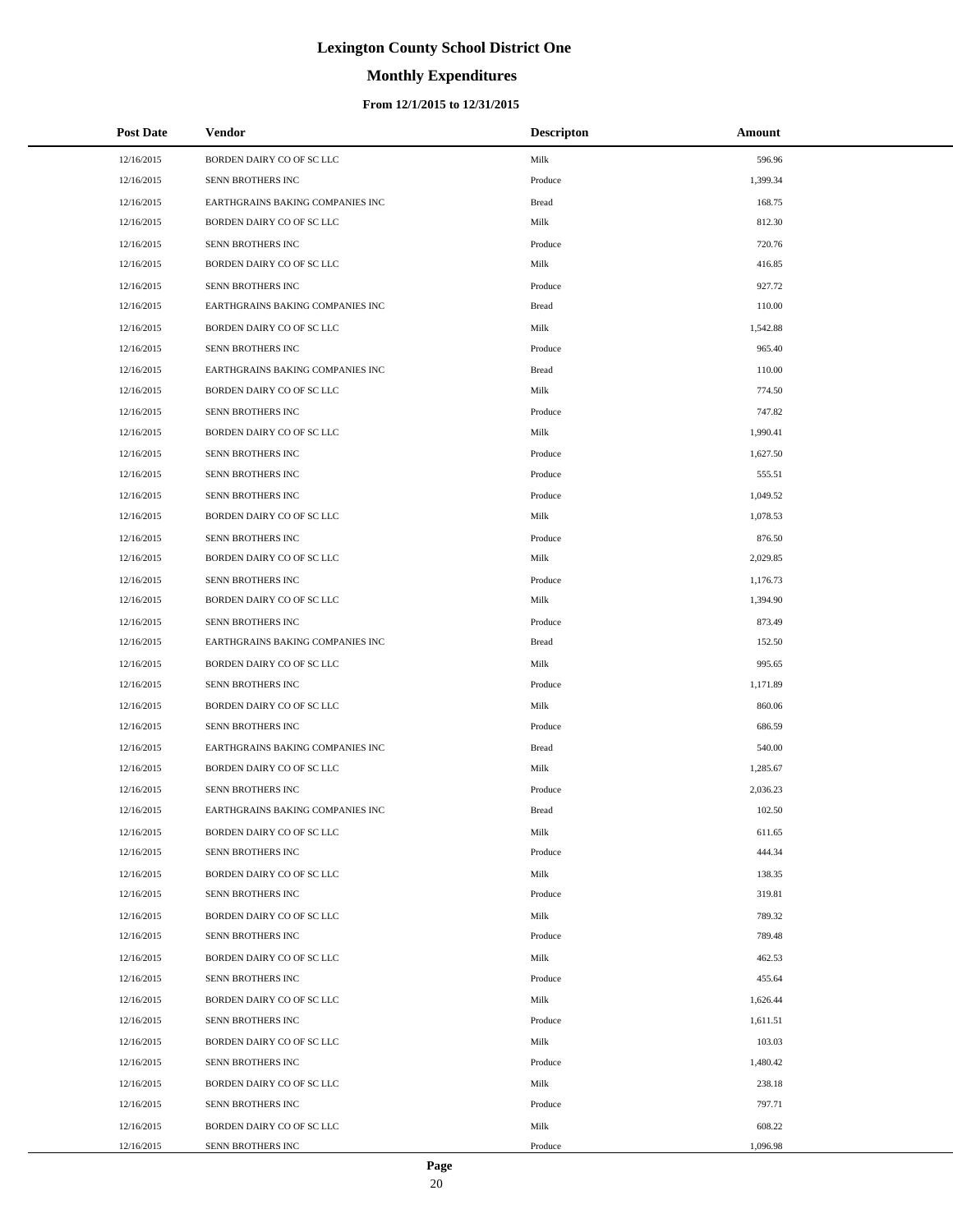# Lexington County School District One

## Monthly Expenditures

### From 12/1/2015 to 12/31/2015

| Post Date | Vendor | Descripton | Amount |
|---|---|---|---|
| 12/16/2015 | BORDEN DAIRY CO OF SC LLC | Milk | 596.96 |
| 12/16/2015 | SENN BROTHERS INC | Produce | 1,399.34 |
| 12/16/2015 | EARTHGRAINS BAKING COMPANIES INC | Bread | 168.75 |
| 12/16/2015 | BORDEN DAIRY CO OF SC LLC | Milk | 812.30 |
| 12/16/2015 | SENN BROTHERS INC | Produce | 720.76 |
| 12/16/2015 | BORDEN DAIRY CO OF SC LLC | Milk | 416.85 |
| 12/16/2015 | SENN BROTHERS INC | Produce | 927.72 |
| 12/16/2015 | EARTHGRAINS BAKING COMPANIES INC | Bread | 110.00 |
| 12/16/2015 | BORDEN DAIRY CO OF SC LLC | Milk | 1,542.88 |
| 12/16/2015 | SENN BROTHERS INC | Produce | 965.40 |
| 12/16/2015 | EARTHGRAINS BAKING COMPANIES INC | Bread | 110.00 |
| 12/16/2015 | BORDEN DAIRY CO OF SC LLC | Milk | 774.50 |
| 12/16/2015 | SENN BROTHERS INC | Produce | 747.82 |
| 12/16/2015 | BORDEN DAIRY CO OF SC LLC | Milk | 1,990.41 |
| 12/16/2015 | SENN BROTHERS INC | Produce | 1,627.50 |
| 12/16/2015 | SENN BROTHERS INC | Produce | 555.51 |
| 12/16/2015 | SENN BROTHERS INC | Produce | 1,049.52 |
| 12/16/2015 | BORDEN DAIRY CO OF SC LLC | Milk | 1,078.53 |
| 12/16/2015 | SENN BROTHERS INC | Produce | 876.50 |
| 12/16/2015 | BORDEN DAIRY CO OF SC LLC | Milk | 2,029.85 |
| 12/16/2015 | SENN BROTHERS INC | Produce | 1,176.73 |
| 12/16/2015 | BORDEN DAIRY CO OF SC LLC | Milk | 1,394.90 |
| 12/16/2015 | SENN BROTHERS INC | Produce | 873.49 |
| 12/16/2015 | EARTHGRAINS BAKING COMPANIES INC | Bread | 152.50 |
| 12/16/2015 | BORDEN DAIRY CO OF SC LLC | Milk | 995.65 |
| 12/16/2015 | SENN BROTHERS INC | Produce | 1,171.89 |
| 12/16/2015 | BORDEN DAIRY CO OF SC LLC | Milk | 860.06 |
| 12/16/2015 | SENN BROTHERS INC | Produce | 686.59 |
| 12/16/2015 | EARTHGRAINS BAKING COMPANIES INC | Bread | 540.00 |
| 12/16/2015 | BORDEN DAIRY CO OF SC LLC | Milk | 1,285.67 |
| 12/16/2015 | SENN BROTHERS INC | Produce | 2,036.23 |
| 12/16/2015 | EARTHGRAINS BAKING COMPANIES INC | Bread | 102.50 |
| 12/16/2015 | BORDEN DAIRY CO OF SC LLC | Milk | 611.65 |
| 12/16/2015 | SENN BROTHERS INC | Produce | 444.34 |
| 12/16/2015 | BORDEN DAIRY CO OF SC LLC | Milk | 138.35 |
| 12/16/2015 | SENN BROTHERS INC | Produce | 319.81 |
| 12/16/2015 | BORDEN DAIRY CO OF SC LLC | Milk | 789.32 |
| 12/16/2015 | SENN BROTHERS INC | Produce | 789.48 |
| 12/16/2015 | BORDEN DAIRY CO OF SC LLC | Milk | 462.53 |
| 12/16/2015 | SENN BROTHERS INC | Produce | 455.64 |
| 12/16/2015 | BORDEN DAIRY CO OF SC LLC | Milk | 1,626.44 |
| 12/16/2015 | SENN BROTHERS INC | Produce | 1,611.51 |
| 12/16/2015 | BORDEN DAIRY CO OF SC LLC | Milk | 103.03 |
| 12/16/2015 | SENN BROTHERS INC | Produce | 1,480.42 |
| 12/16/2015 | BORDEN DAIRY CO OF SC LLC | Milk | 238.18 |
| 12/16/2015 | SENN BROTHERS INC | Produce | 797.71 |
| 12/16/2015 | BORDEN DAIRY CO OF SC LLC | Milk | 608.22 |
| 12/16/2015 | SENN BROTHERS INC | Produce | 1,096.98 |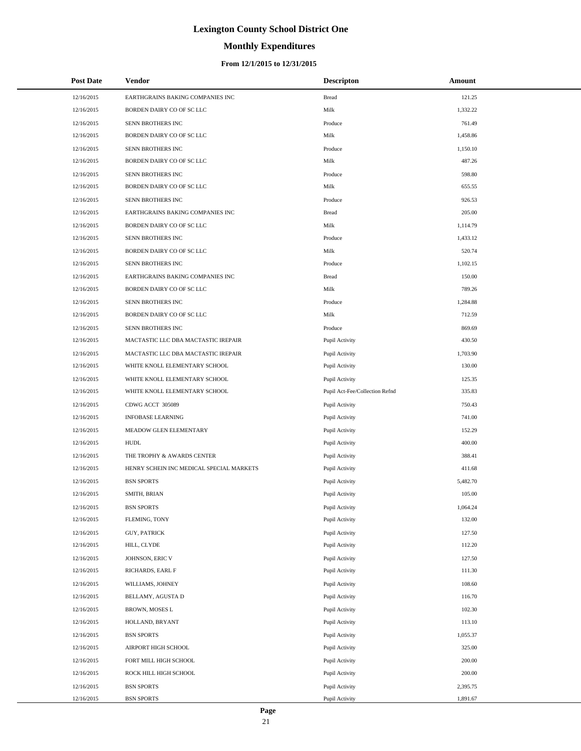# Lexington County School District One

## Monthly Expenditures

### From 12/1/2015 to 12/31/2015

| Post Date | Vendor | Descripton | Amount |
|---|---|---|---|
| 12/16/2015 | EARTHGRAINS BAKING COMPANIES INC | Bread | 121.25 |
| 12/16/2015 | BORDEN DAIRY CO OF SC LLC | Milk | 1,332.22 |
| 12/16/2015 | SENN BROTHERS INC | Produce | 761.49 |
| 12/16/2015 | BORDEN DAIRY CO OF SC LLC | Milk | 1,458.86 |
| 12/16/2015 | SENN BROTHERS INC | Produce | 1,150.10 |
| 12/16/2015 | BORDEN DAIRY CO OF SC LLC | Milk | 487.26 |
| 12/16/2015 | SENN BROTHERS INC | Produce | 598.80 |
| 12/16/2015 | BORDEN DAIRY CO OF SC LLC | Milk | 655.55 |
| 12/16/2015 | SENN BROTHERS INC | Produce | 926.53 |
| 12/16/2015 | EARTHGRAINS BAKING COMPANIES INC | Bread | 205.00 |
| 12/16/2015 | BORDEN DAIRY CO OF SC LLC | Milk | 1,114.79 |
| 12/16/2015 | SENN BROTHERS INC | Produce | 1,433.12 |
| 12/16/2015 | BORDEN DAIRY CO OF SC LLC | Milk | 520.74 |
| 12/16/2015 | SENN BROTHERS INC | Produce | 1,102.15 |
| 12/16/2015 | EARTHGRAINS BAKING COMPANIES INC | Bread | 150.00 |
| 12/16/2015 | BORDEN DAIRY CO OF SC LLC | Milk | 789.26 |
| 12/16/2015 | SENN BROTHERS INC | Produce | 1,284.88 |
| 12/16/2015 | BORDEN DAIRY CO OF SC LLC | Milk | 712.59 |
| 12/16/2015 | SENN BROTHERS INC | Produce | 869.69 |
| 12/16/2015 | MACTASTIC LLC DBA MACTASTIC IREPAIR | Pupil Activity | 430.50 |
| 12/16/2015 | MACTASTIC LLC DBA MACTASTIC IREPAIR | Pupil Activity | 1,703.90 |
| 12/16/2015 | WHITE KNOLL ELEMENTARY SCHOOL | Pupil Activity | 130.00 |
| 12/16/2015 | WHITE KNOLL ELEMENTARY SCHOOL | Pupil Activity | 125.35 |
| 12/16/2015 | WHITE KNOLL ELEMENTARY SCHOOL | Pupil Act-Fee/Collection Refnd | 335.83 |
| 12/16/2015 | CDWG ACCT 305089 | Pupil Activity | 750.43 |
| 12/16/2015 | INFOBASE LEARNING | Pupil Activity | 741.00 |
| 12/16/2015 | MEADOW GLEN ELEMENTARY | Pupil Activity | 152.29 |
| 12/16/2015 | HUDL | Pupil Activity | 400.00 |
| 12/16/2015 | THE TROPHY & AWARDS CENTER | Pupil Activity | 388.41 |
| 12/16/2015 | HENRY SCHEIN INC MEDICAL SPECIAL MARKETS | Pupil Activity | 411.68 |
| 12/16/2015 | BSN SPORTS | Pupil Activity | 5,482.70 |
| 12/16/2015 | SMITH, BRIAN | Pupil Activity | 105.00 |
| 12/16/2015 | BSN SPORTS | Pupil Activity | 1,064.24 |
| 12/16/2015 | FLEMING, TONY | Pupil Activity | 132.00 |
| 12/16/2015 | GUY, PATRICK | Pupil Activity | 127.50 |
| 12/16/2015 | HILL, CLYDE | Pupil Activity | 112.20 |
| 12/16/2015 | JOHNSON, ERIC V | Pupil Activity | 127.50 |
| 12/16/2015 | RICHARDS, EARL F | Pupil Activity | 111.30 |
| 12/16/2015 | WILLIAMS, JOHNEY | Pupil Activity | 108.60 |
| 12/16/2015 | BELLAMY, AGUSTA D | Pupil Activity | 116.70 |
| 12/16/2015 | BROWN, MOSES L | Pupil Activity | 102.30 |
| 12/16/2015 | HOLLAND, BRYANT | Pupil Activity | 113.10 |
| 12/16/2015 | BSN SPORTS | Pupil Activity | 1,055.37 |
| 12/16/2015 | AIRPORT HIGH SCHOOL | Pupil Activity | 325.00 |
| 12/16/2015 | FORT MILL HIGH SCHOOL | Pupil Activity | 200.00 |
| 12/16/2015 | ROCK HILL HIGH SCHOOL | Pupil Activity | 200.00 |
| 12/16/2015 | BSN SPORTS | Pupil Activity | 2,395.75 |
| 12/16/2015 | BSN SPORTS | Pupil Activity | 1,891.67 |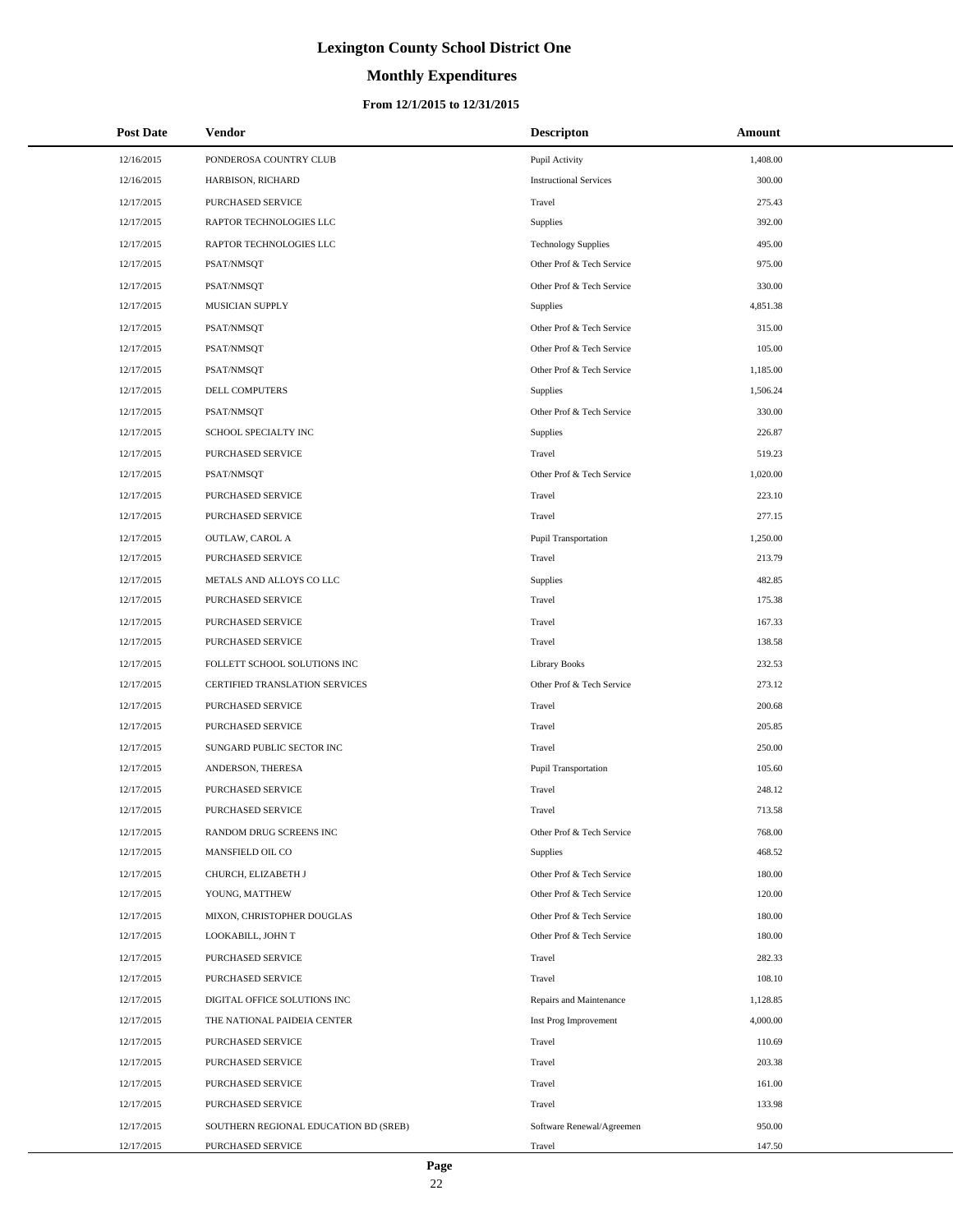# Lexington County School District One

## Monthly Expenditures

### From 12/1/2015 to 12/31/2015

| Post Date | Vendor | Descripton | Amount |
|---|---|---|---|
| 12/16/2015 | PONDEROSA COUNTRY CLUB | Pupil Activity | 1,408.00 |
| 12/16/2015 | HARBISON, RICHARD | Instructional Services | 300.00 |
| 12/17/2015 | PURCHASED SERVICE | Travel | 275.43 |
| 12/17/2015 | RAPTOR TECHNOLOGIES LLC | Supplies | 392.00 |
| 12/17/2015 | RAPTOR TECHNOLOGIES LLC | Technology Supplies | 495.00 |
| 12/17/2015 | PSAT/NMSQT | Other Prof & Tech Service | 975.00 |
| 12/17/2015 | PSAT/NMSQT | Other Prof & Tech Service | 330.00 |
| 12/17/2015 | MUSICIAN SUPPLY | Supplies | 4,851.38 |
| 12/17/2015 | PSAT/NMSQT | Other Prof & Tech Service | 315.00 |
| 12/17/2015 | PSAT/NMSQT | Other Prof & Tech Service | 105.00 |
| 12/17/2015 | PSAT/NMSQT | Other Prof & Tech Service | 1,185.00 |
| 12/17/2015 | DELL COMPUTERS | Supplies | 1,506.24 |
| 12/17/2015 | PSAT/NMSQT | Other Prof & Tech Service | 330.00 |
| 12/17/2015 | SCHOOL SPECIALTY INC | Supplies | 226.87 |
| 12/17/2015 | PURCHASED SERVICE | Travel | 519.23 |
| 12/17/2015 | PSAT/NMSQT | Other Prof & Tech Service | 1,020.00 |
| 12/17/2015 | PURCHASED SERVICE | Travel | 223.10 |
| 12/17/2015 | PURCHASED SERVICE | Travel | 277.15 |
| 12/17/2015 | OUTLAW, CAROL A | Pupil Transportation | 1,250.00 |
| 12/17/2015 | PURCHASED SERVICE | Travel | 213.79 |
| 12/17/2015 | METALS AND ALLOYS CO LLC | Supplies | 482.85 |
| 12/17/2015 | PURCHASED SERVICE | Travel | 175.38 |
| 12/17/2015 | PURCHASED SERVICE | Travel | 167.33 |
| 12/17/2015 | PURCHASED SERVICE | Travel | 138.58 |
| 12/17/2015 | FOLLETT SCHOOL SOLUTIONS INC | Library Books | 232.53 |
| 12/17/2015 | CERTIFIED TRANSLATION SERVICES | Other Prof & Tech Service | 273.12 |
| 12/17/2015 | PURCHASED SERVICE | Travel | 200.68 |
| 12/17/2015 | PURCHASED SERVICE | Travel | 205.85 |
| 12/17/2015 | SUNGARD PUBLIC SECTOR INC | Travel | 250.00 |
| 12/17/2015 | ANDERSON, THERESA | Pupil Transportation | 105.60 |
| 12/17/2015 | PURCHASED SERVICE | Travel | 248.12 |
| 12/17/2015 | PURCHASED SERVICE | Travel | 713.58 |
| 12/17/2015 | RANDOM DRUG SCREENS INC | Other Prof & Tech Service | 768.00 |
| 12/17/2015 | MANSFIELD OIL CO | Supplies | 468.52 |
| 12/17/2015 | CHURCH, ELIZABETH J | Other Prof & Tech Service | 180.00 |
| 12/17/2015 | YOUNG, MATTHEW | Other Prof & Tech Service | 120.00 |
| 12/17/2015 | MIXON, CHRISTOPHER DOUGLAS | Other Prof & Tech Service | 180.00 |
| 12/17/2015 | LOOKABILL, JOHN T | Other Prof & Tech Service | 180.00 |
| 12/17/2015 | PURCHASED SERVICE | Travel | 282.33 |
| 12/17/2015 | PURCHASED SERVICE | Travel | 108.10 |
| 12/17/2015 | DIGITAL OFFICE SOLUTIONS INC | Repairs and Maintenance | 1,128.85 |
| 12/17/2015 | THE NATIONAL PAIDEIA CENTER | Inst Prog Improvement | 4,000.00 |
| 12/17/2015 | PURCHASED SERVICE | Travel | 110.69 |
| 12/17/2015 | PURCHASED SERVICE | Travel | 203.38 |
| 12/17/2015 | PURCHASED SERVICE | Travel | 161.00 |
| 12/17/2015 | PURCHASED SERVICE | Travel | 133.98 |
| 12/17/2015 | SOUTHERN REGIONAL EDUCATION BD (SREB) | Software Renewal/Agreemen | 950.00 |
| 12/17/2015 | PURCHASED SERVICE | Travel | 147.50 |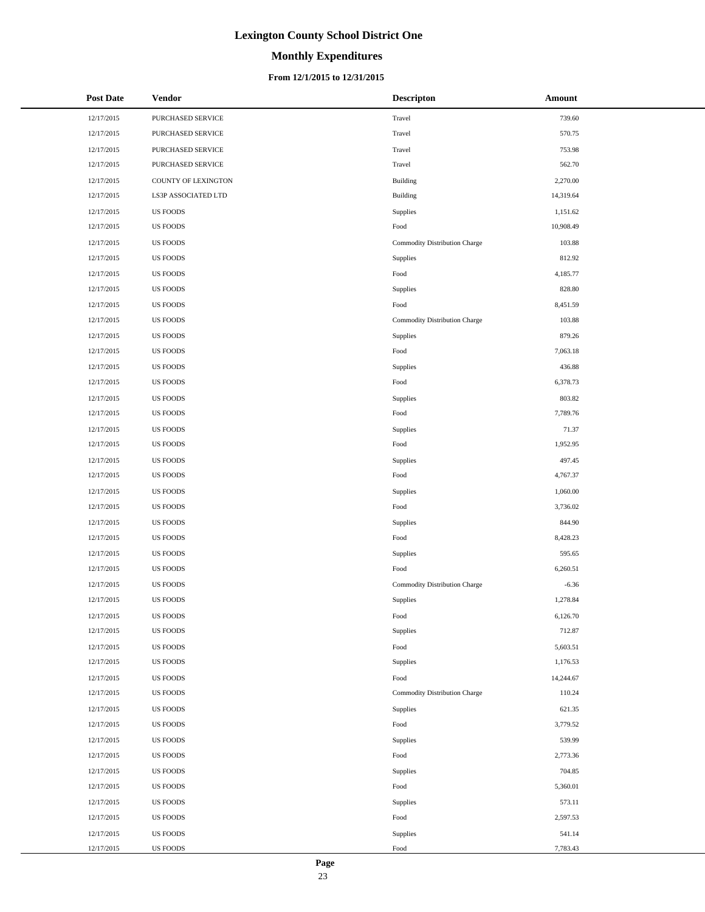# Lexington County School District One

## Monthly Expenditures

### From 12/1/2015 to 12/31/2015

| Post Date | Vendor | Descripton | Amount |
|---|---|---|---|
| 12/17/2015 | PURCHASED SERVICE | Travel | 739.60 |
| 12/17/2015 | PURCHASED SERVICE | Travel | 570.75 |
| 12/17/2015 | PURCHASED SERVICE | Travel | 753.98 |
| 12/17/2015 | PURCHASED SERVICE | Travel | 562.70 |
| 12/17/2015 | COUNTY OF LEXINGTON | Building | 2,270.00 |
| 12/17/2015 | LS3P ASSOCIATED LTD | Building | 14,319.64 |
| 12/17/2015 | US FOODS | Supplies | 1,151.62 |
| 12/17/2015 | US FOODS | Food | 10,908.49 |
| 12/17/2015 | US FOODS | Commodity Distribution Charge | 103.88 |
| 12/17/2015 | US FOODS | Supplies | 812.92 |
| 12/17/2015 | US FOODS | Food | 4,185.77 |
| 12/17/2015 | US FOODS | Supplies | 828.80 |
| 12/17/2015 | US FOODS | Food | 8,451.59 |
| 12/17/2015 | US FOODS | Commodity Distribution Charge | 103.88 |
| 12/17/2015 | US FOODS | Supplies | 879.26 |
| 12/17/2015 | US FOODS | Food | 7,063.18 |
| 12/17/2015 | US FOODS | Supplies | 436.88 |
| 12/17/2015 | US FOODS | Food | 6,378.73 |
| 12/17/2015 | US FOODS | Supplies | 803.82 |
| 12/17/2015 | US FOODS | Food | 7,789.76 |
| 12/17/2015 | US FOODS | Supplies | 71.37 |
| 12/17/2015 | US FOODS | Food | 1,952.95 |
| 12/17/2015 | US FOODS | Supplies | 497.45 |
| 12/17/2015 | US FOODS | Food | 4,767.37 |
| 12/17/2015 | US FOODS | Supplies | 1,060.00 |
| 12/17/2015 | US FOODS | Food | 3,736.02 |
| 12/17/2015 | US FOODS | Supplies | 844.90 |
| 12/17/2015 | US FOODS | Food | 8,428.23 |
| 12/17/2015 | US FOODS | Supplies | 595.65 |
| 12/17/2015 | US FOODS | Food | 6,260.51 |
| 12/17/2015 | US FOODS | Commodity Distribution Charge | -6.36 |
| 12/17/2015 | US FOODS | Supplies | 1,278.84 |
| 12/17/2015 | US FOODS | Food | 6,126.70 |
| 12/17/2015 | US FOODS | Supplies | 712.87 |
| 12/17/2015 | US FOODS | Food | 5,603.51 |
| 12/17/2015 | US FOODS | Supplies | 1,176.53 |
| 12/17/2015 | US FOODS | Food | 14,244.67 |
| 12/17/2015 | US FOODS | Commodity Distribution Charge | 110.24 |
| 12/17/2015 | US FOODS | Supplies | 621.35 |
| 12/17/2015 | US FOODS | Food | 3,779.52 |
| 12/17/2015 | US FOODS | Supplies | 539.99 |
| 12/17/2015 | US FOODS | Food | 2,773.36 |
| 12/17/2015 | US FOODS | Supplies | 704.85 |
| 12/17/2015 | US FOODS | Food | 5,360.01 |
| 12/17/2015 | US FOODS | Supplies | 573.11 |
| 12/17/2015 | US FOODS | Food | 2,597.53 |
| 12/17/2015 | US FOODS | Supplies | 541.14 |
| 12/17/2015 | US FOODS | Food | 7,783.43 |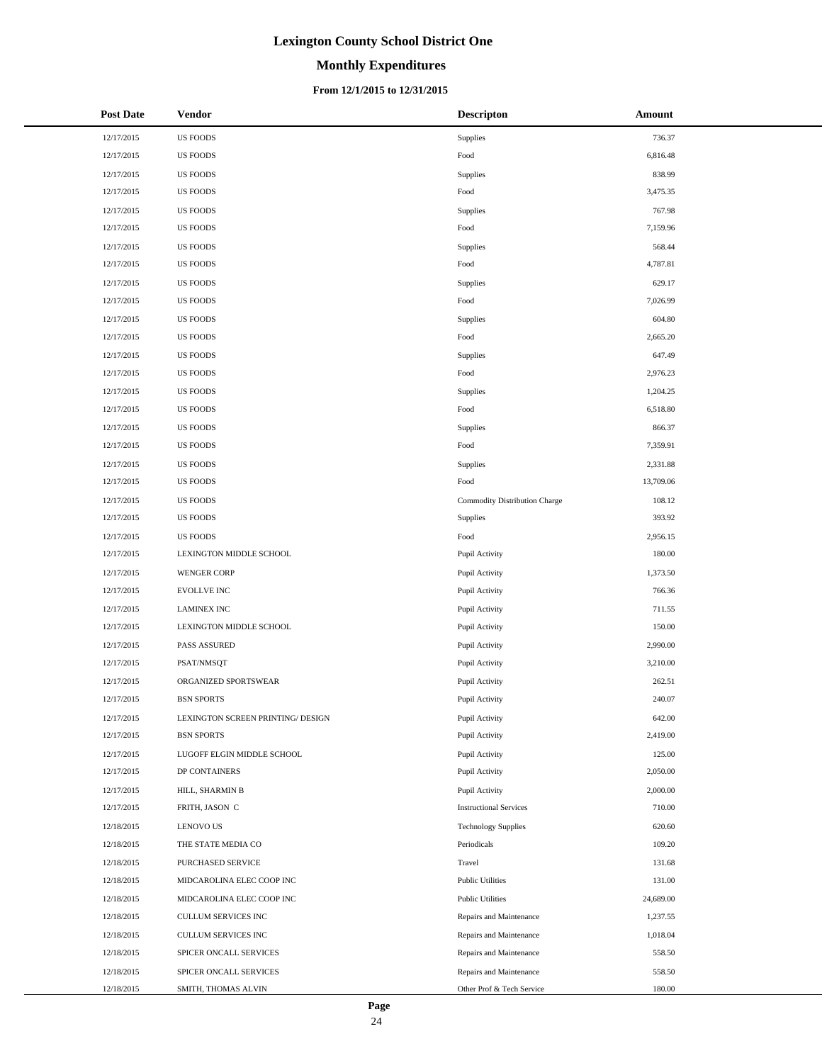# Lexington County School District One

## Monthly Expenditures

### From 12/1/2015 to 12/31/2015

| Post Date | Vendor | Descripton | Amount |
|---|---|---|---|
| 12/17/2015 | US FOODS | Supplies | 736.37 |
| 12/17/2015 | US FOODS | Food | 6,816.48 |
| 12/17/2015 | US FOODS | Supplies | 838.99 |
| 12/17/2015 | US FOODS | Food | 3,475.35 |
| 12/17/2015 | US FOODS | Supplies | 767.98 |
| 12/17/2015 | US FOODS | Food | 7,159.96 |
| 12/17/2015 | US FOODS | Supplies | 568.44 |
| 12/17/2015 | US FOODS | Food | 4,787.81 |
| 12/17/2015 | US FOODS | Supplies | 629.17 |
| 12/17/2015 | US FOODS | Food | 7,026.99 |
| 12/17/2015 | US FOODS | Supplies | 604.80 |
| 12/17/2015 | US FOODS | Food | 2,665.20 |
| 12/17/2015 | US FOODS | Supplies | 647.49 |
| 12/17/2015 | US FOODS | Food | 2,976.23 |
| 12/17/2015 | US FOODS | Supplies | 1,204.25 |
| 12/17/2015 | US FOODS | Food | 6,518.80 |
| 12/17/2015 | US FOODS | Supplies | 866.37 |
| 12/17/2015 | US FOODS | Food | 7,359.91 |
| 12/17/2015 | US FOODS | Supplies | 2,331.88 |
| 12/17/2015 | US FOODS | Food | 13,709.06 |
| 12/17/2015 | US FOODS | Commodity Distribution Charge | 108.12 |
| 12/17/2015 | US FOODS | Supplies | 393.92 |
| 12/17/2015 | US FOODS | Food | 2,956.15 |
| 12/17/2015 | LEXINGTON MIDDLE SCHOOL | Pupil Activity | 180.00 |
| 12/17/2015 | WENGER CORP | Pupil Activity | 1,373.50 |
| 12/17/2015 | EVOLLVE INC | Pupil Activity | 766.36 |
| 12/17/2015 | LAMINEX INC | Pupil Activity | 711.55 |
| 12/17/2015 | LEXINGTON MIDDLE SCHOOL | Pupil Activity | 150.00 |
| 12/17/2015 | PASS ASSURED | Pupil Activity | 2,990.00 |
| 12/17/2015 | PSAT/NMSQT | Pupil Activity | 3,210.00 |
| 12/17/2015 | ORGANIZED SPORTSWEAR | Pupil Activity | 262.51 |
| 12/17/2015 | BSN SPORTS | Pupil Activity | 240.07 |
| 12/17/2015 | LEXINGTON SCREEN PRINTING/ DESIGN | Pupil Activity | 642.00 |
| 12/17/2015 | BSN SPORTS | Pupil Activity | 2,419.00 |
| 12/17/2015 | LUGOFF ELGIN MIDDLE SCHOOL | Pupil Activity | 125.00 |
| 12/17/2015 | DP CONTAINERS | Pupil Activity | 2,050.00 |
| 12/17/2015 | HILL, SHARMIN B | Pupil Activity | 2,000.00 |
| 12/17/2015 | FRITH, JASON C | Instructional Services | 710.00 |
| 12/18/2015 | LENOVO US | Technology Supplies | 620.60 |
| 12/18/2015 | THE STATE MEDIA CO | Periodicals | 109.20 |
| 12/18/2015 | PURCHASED SERVICE | Travel | 131.68 |
| 12/18/2015 | MIDCAROLINA ELEC COOP INC | Public Utilities | 131.00 |
| 12/18/2015 | MIDCAROLINA ELEC COOP INC | Public Utilities | 24,689.00 |
| 12/18/2015 | CULLUM SERVICES INC | Repairs and Maintenance | 1,237.55 |
| 12/18/2015 | CULLUM SERVICES INC | Repairs and Maintenance | 1,018.04 |
| 12/18/2015 | SPICER ONCALL SERVICES | Repairs and Maintenance | 558.50 |
| 12/18/2015 | SPICER ONCALL SERVICES | Repairs and Maintenance | 558.50 |
| 12/18/2015 | SMITH, THOMAS ALVIN | Other Prof & Tech Service | 180.00 |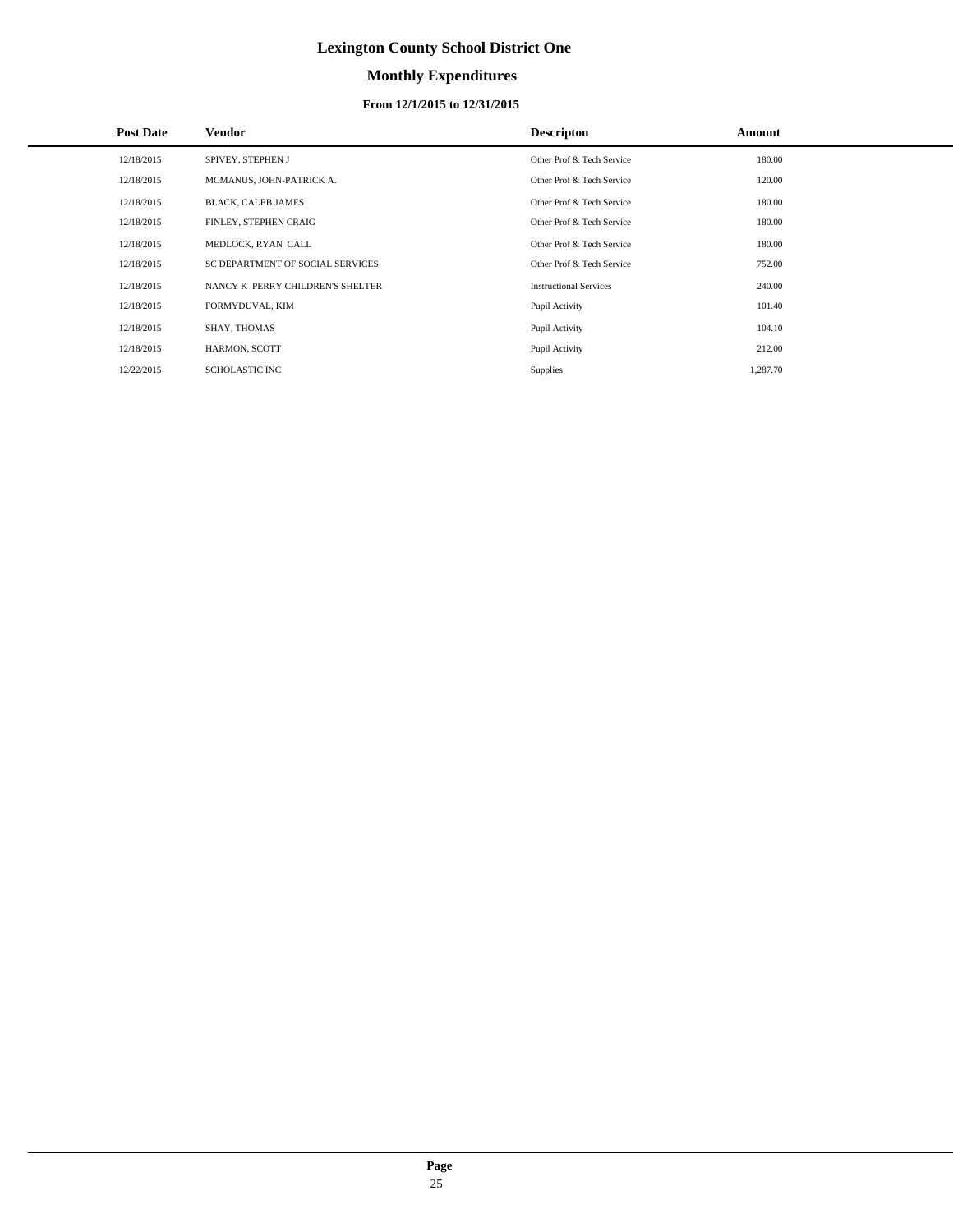# Lexington County School District One

## Monthly Expenditures

### From 12/1/2015 to 12/31/2015

| Post Date | Vendor | Descripton | Amount |
|---|---|---|---|
| 12/18/2015 | SPIVEY, STEPHEN J | Other Prof & Tech Service | 180.00 |
| 12/18/2015 | MCMANUS, JOHN-PATRICK A. | Other Prof & Tech Service | 120.00 |
| 12/18/2015 | BLACK, CALEB JAMES | Other Prof & Tech Service | 180.00 |
| 12/18/2015 | FINLEY, STEPHEN CRAIG | Other Prof & Tech Service | 180.00 |
| 12/18/2015 | MEDLOCK, RYAN CALL | Other Prof & Tech Service | 180.00 |
| 12/18/2015 | SC DEPARTMENT OF SOCIAL SERVICES | Other Prof & Tech Service | 752.00 |
| 12/18/2015 | NANCY K PERRY CHILDREN'S SHELTER | Instructional Services | 240.00 |
| 12/18/2015 | FORMYDUVAL, KIM | Pupil Activity | 101.40 |
| 12/18/2015 | SHAY, THOMAS | Pupil Activity | 104.10 |
| 12/18/2015 | HARMON, SCOTT | Pupil Activity | 212.00 |
| 12/22/2015 | SCHOLASTIC INC | Supplies | 1,287.70 |